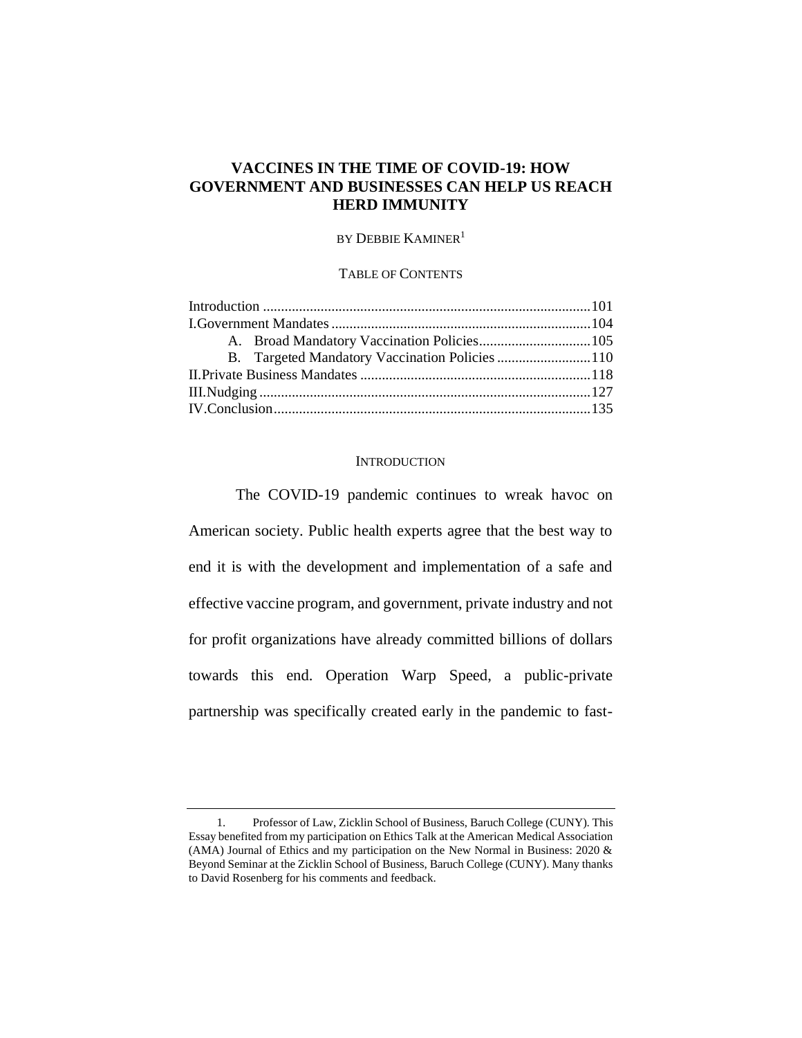# VACCINES IN THE TIME OF COVID-19: HOW GOVERNMENT AND BUSINESSES CAN HELP US REACH HERD IMMUNITY

BY DEBBIE KAMINER[1]

TABLE OF CONTENTS

Introduction .......................................................................................... 101
I. Government Mandates ........................................................................ 104
    A. Broad Mandatory Vaccination Policies .............................. 105
    B. Targeted Mandatory Vaccination Policies .......................... 110
II. Private Business Mandates ................................................................ 118
III. Nudging ............................................................................................ 127
IV. Conclusion ....................................................................................... 135

## INTRODUCTION

The COVID-19 pandemic continues to wreak havoc on American society. Public health experts agree that the best way to end it is with the development and implementation of a safe and effective vaccine program, and government, private industry and not for profit organizations have already committed billions of dollars towards this end. Operation Warp Speed, a public-private partnership was specifically created early in the pandemic to fast-

---

1. Professor of Law, Zicklin School of Business, Baruch College (CUNY). This Essay benefited from my participation on Ethics Talk at the American Medical Association (AMA) Journal of Ethics and my participation on the New Normal in Business: 2020 & Beyond Seminar at the Zicklin School of Business, Baruch College (CUNY). Many thanks to David Rosenberg for his comments and feedback.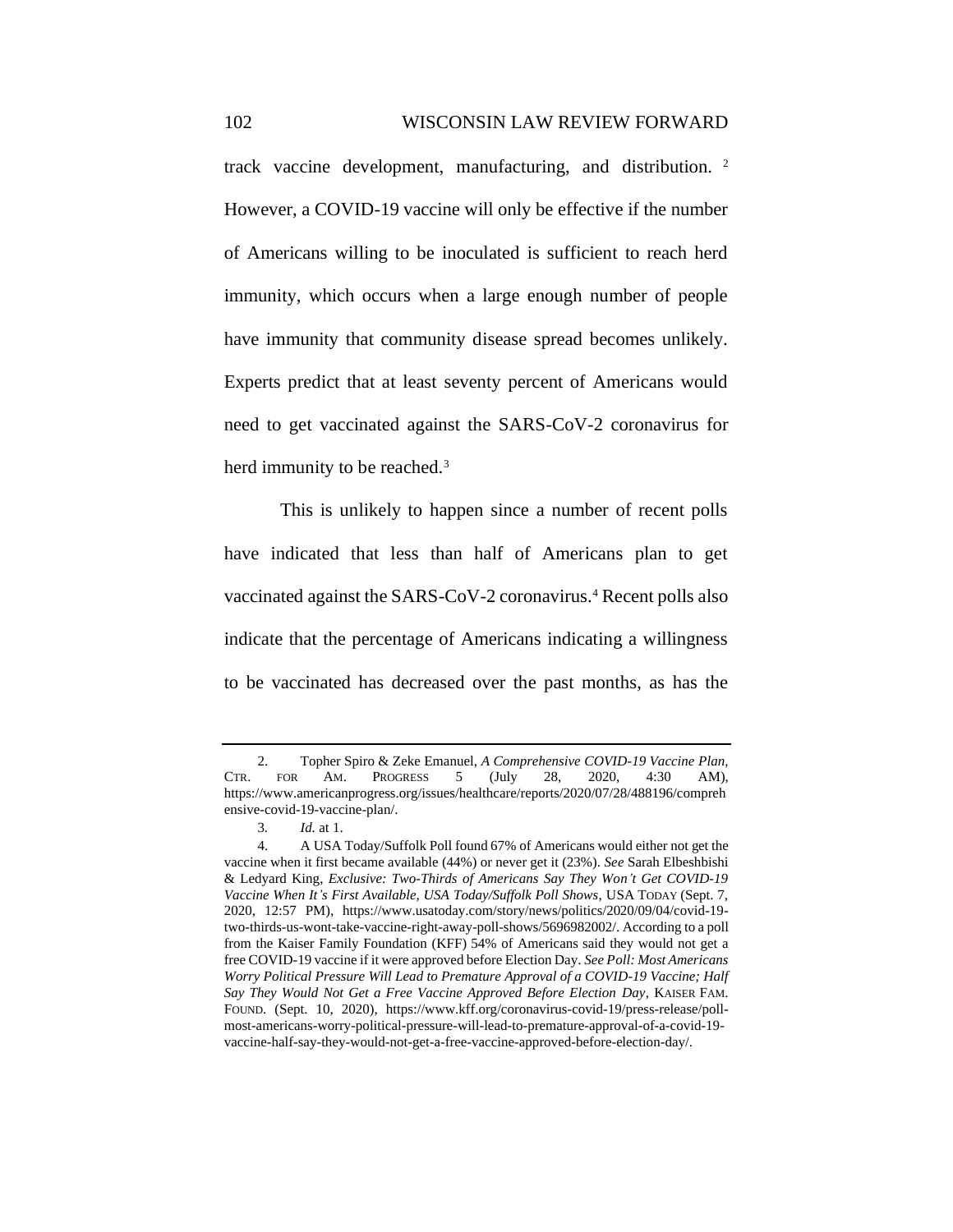track vaccine development, manufacturing, and distribution.[2] However, a COVID-19 vaccine will only be effective if the number of Americans willing to be inoculated is sufficient to reach herd immunity, which occurs when a large enough number of people have immunity that community disease spread becomes unlikely. Experts predict that at least seventy percent of Americans would need to get vaccinated against the SARS-CoV-2 coronavirus for herd immunity to be reached.[3]

This is unlikely to happen since a number of recent polls have indicated that less than half of Americans plan to get vaccinated against the SARS-CoV-2 coronavirus.[4] Recent polls also indicate that the percentage of Americans indicating a willingness to be vaccinated has decreased over the past months, as has the

---

2. Topher Spiro & Zeke Emanuel, *A Comprehensive COVID-19 Vaccine Plan*, CTR. FOR AM. PROGRESS 5 (July 28, 2020, 4:30 AM), https://www.americanprogress.org/issues/healthcare/reports/2020/07/28/488196/comprehensive-covid-19-vaccine-plan/.

3. *Id.* at 1.

4. A USA Today/Suffolk Poll found 67% of Americans would either not get the vaccine when it first became available (44%) or never get it (23%). *See* Sarah Elbeshbishi & Ledyard King, *Exclusive: Two-Thirds of Americans Say They Won't Get COVID-19 Vaccine When It's First Available, USA Today/Suffolk Poll Shows*, USA TODAY (Sept. 7, 2020, 12:57 PM), https://www.usatoday.com/story/news/politics/2020/09/04/covid-19-two-thirds-us-wont-take-vaccine-right-away-poll-shows/5696982002/. According to a poll from the Kaiser Family Foundation (KFF) 54% of Americans said they would not get a free COVID-19 vaccine if it were approved before Election Day. *See Poll: Most Americans Worry Political Pressure Will Lead to Premature Approval of a COVID-19 Vaccine; Half Say They Would Not Get a Free Vaccine Approved Before Election Day*, KAISER FAM. FOUND. (Sept. 10, 2020), https://www.kff.org/coronavirus-covid-19/press-release/poll-most-americans-worry-political-pressure-will-lead-to-premature-approval-of-a-covid-19-vaccine-half-say-they-would-not-get-a-free-vaccine-approved-before-election-day/.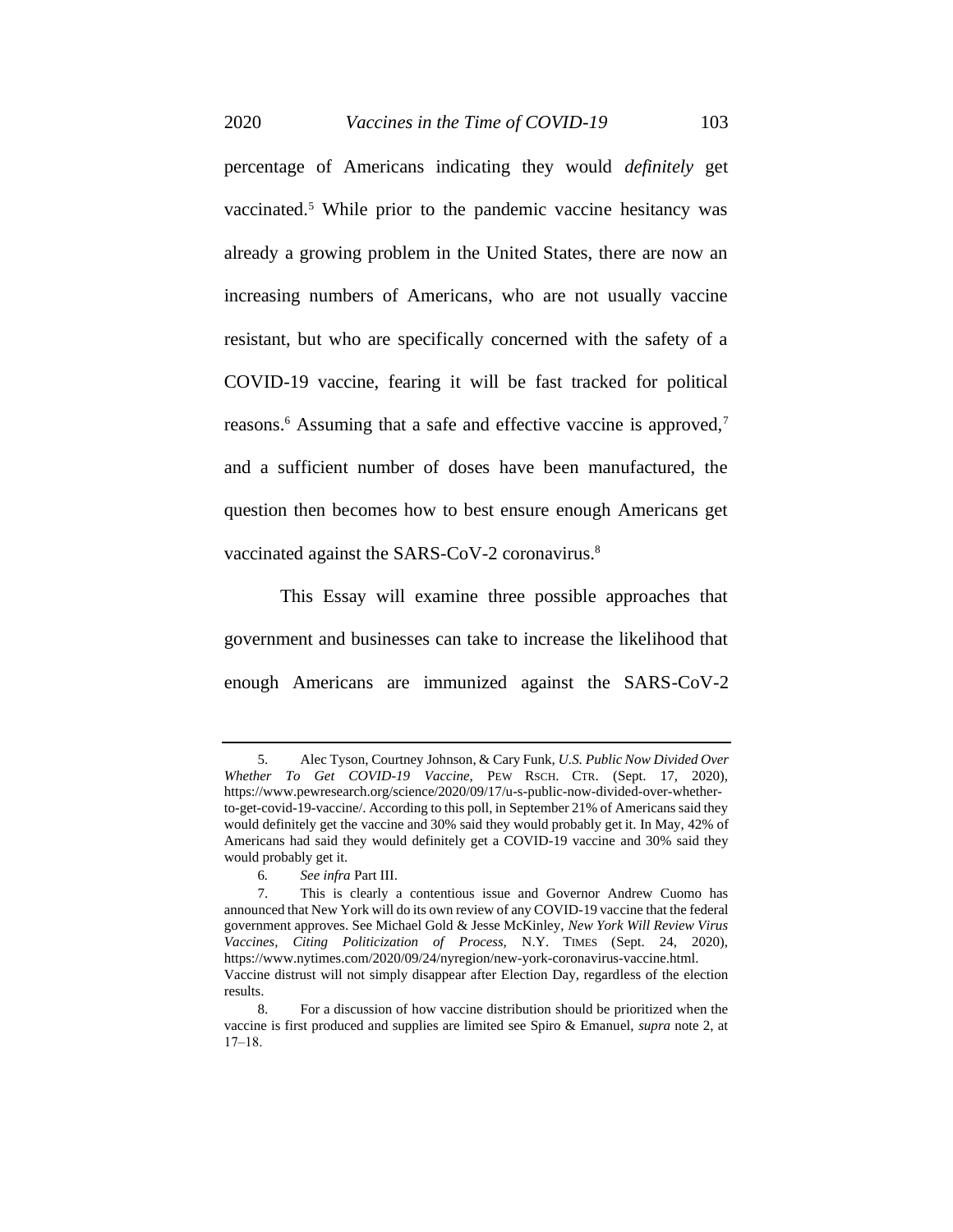percentage of Americans indicating they would *definitely* get vaccinated.[5] While prior to the pandemic vaccine hesitancy was already a growing problem in the United States, there are now an increasing numbers of Americans, who are not usually vaccine resistant, but who are specifically concerned with the safety of a COVID-19 vaccine, fearing it will be fast tracked for political reasons.[6] Assuming that a safe and effective vaccine is approved,[7] and a sufficient number of doses have been manufactured, the question then becomes how to best ensure enough Americans get vaccinated against the SARS-CoV-2 coronavirus.[8]

This Essay will examine three possible approaches that government and businesses can take to increase the likelihood that enough Americans are immunized against the SARS-CoV-2

---

5. Alec Tyson, Courtney Johnson, & Cary Funk, *U.S. Public Now Divided Over Whether To Get COVID-19 Vaccine*, PEW RSCH. CTR. (Sept. 17, 2020), https://www.pewresearch.org/science/2020/09/17/u-s-public-now-divided-over-whether-to-get-covid-19-vaccine/. According to this poll, in September 21% of Americans said they would definitely get the vaccine and 30% said they would probably get it. In May, 42% of Americans had said they would definitely get a COVID-19 vaccine and 30% said they would probably get it.

6. *See infra* Part III.

7. This is clearly a contentious issue and Governor Andrew Cuomo has announced that New York will do its own review of any COVID-19 vaccine that the federal government approves. See Michael Gold & Jesse McKinley, *New York Will Review Virus Vaccines, Citing Politicization of Process*, N.Y. TIMES (Sept. 24, 2020), https://www.nytimes.com/2020/09/24/nyregion/new-york-coronavirus-vaccine.html. Vaccine distrust will not simply disappear after Election Day, regardless of the election results.

8. For a discussion of how vaccine distribution should be prioritized when the vaccine is first produced and supplies are limited see Spiro & Emanuel, *supra* note 2, at 17–18.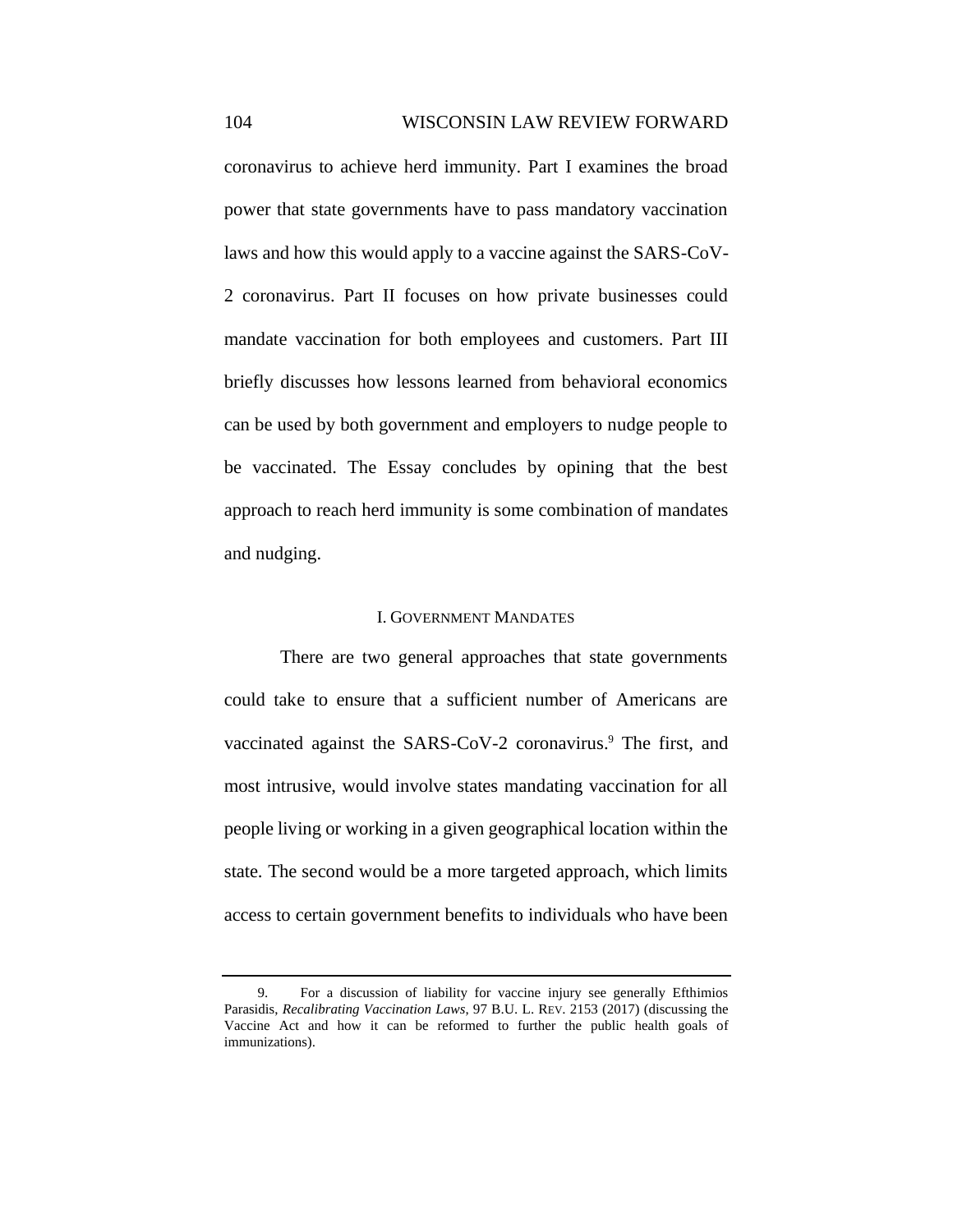coronavirus to achieve herd immunity. Part I examines the broad power that state governments have to pass mandatory vaccination laws and how this would apply to a vaccine against the SARS-CoV-2 coronavirus. Part II focuses on how private businesses could mandate vaccination for both employees and customers. Part III briefly discusses how lessons learned from behavioral economics can be used by both government and employers to nudge people to be vaccinated. The Essay concludes by opining that the best approach to reach herd immunity is some combination of mandates and nudging.

## I. Government Mandates

There are two general approaches that state governments could take to ensure that a sufficient number of Americans are vaccinated against the SARS-CoV-2 coronavirus.[9] The first, and most intrusive, would involve states mandating vaccination for all people living or working in a given geographical location within the state. The second would be a more targeted approach, which limits access to certain government benefits to individuals who have been

---

9. For a discussion of liability for vaccine injury see generally Efthimios Parasidis, *Recalibrating Vaccination Laws*, 97 B.U. L. Rev. 2153 (2017) (discussing the Vaccine Act and how it can be reformed to further the public health goals of immunizations).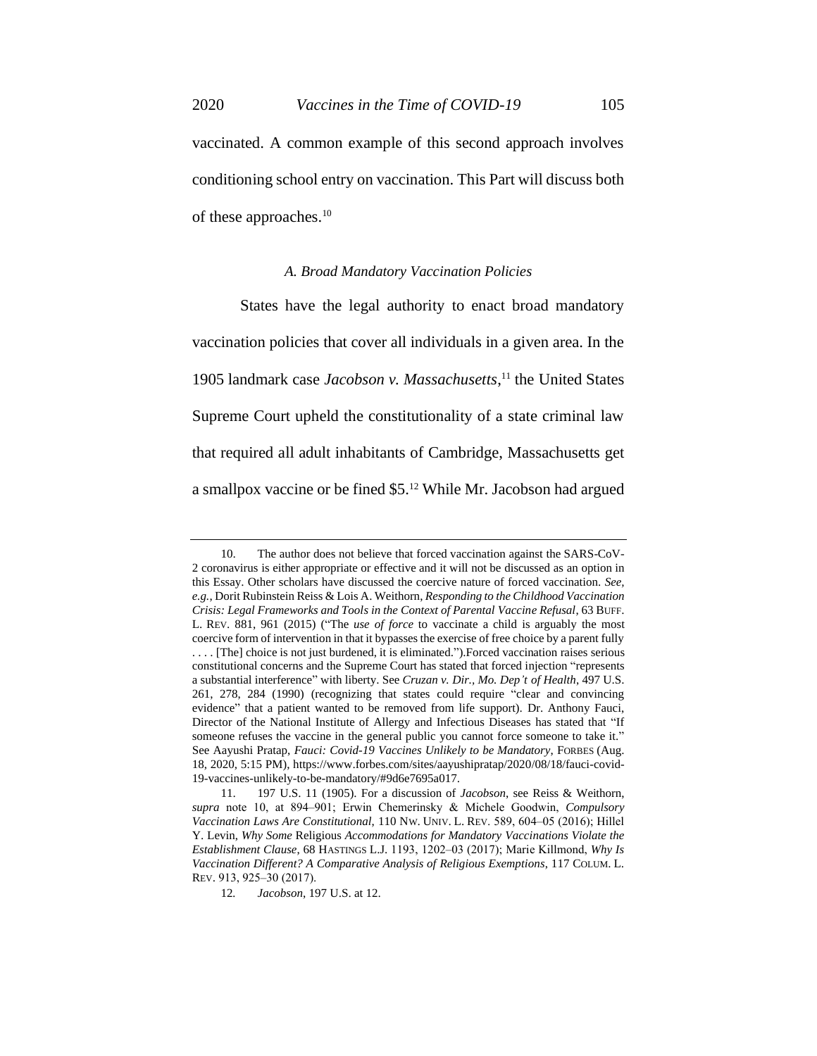vaccinated. A common example of this second approach involves conditioning school entry on vaccination. This Part will discuss both of these approaches.[10]

### *A. Broad Mandatory Vaccination Policies*

States have the legal authority to enact broad mandatory vaccination policies that cover all individuals in a given area. In the 1905 landmark case *Jacobson v. Massachusetts*,[11] the United States Supreme Court upheld the constitutionality of a state criminal law that required all adult inhabitants of Cambridge, Massachusetts get a smallpox vaccine or be fined $5.[12] While Mr. Jacobson had argued

---

10. The author does not believe that forced vaccination against the SARS-CoV-2 coronavirus is either appropriate or effective and it will not be discussed as an option in this Essay. Other scholars have discussed the coercive nature of forced vaccination. *See, e.g.*, Dorit Rubinstein Reiss & Lois A. Weithorn, *Responding to the Childhood Vaccination Crisis: Legal Frameworks and Tools in the Context of Parental Vaccine Refusal*, 63 BUFF. L. REV. 881, 961 (2015) ("The *use of force* to vaccinate a child is arguably the most coercive form of intervention in that it bypasses the exercise of free choice by a parent fully . . . . [The] choice is not just burdened, it is eliminated.").Forced vaccination raises serious constitutional concerns and the Supreme Court has stated that forced injection "represents a substantial interference" with liberty. See *Cruzan v. Dir., Mo. Dep't of Health*, 497 U.S. 261, 278, 284 (1990) (recognizing that states could require "clear and convincing evidence" that a patient wanted to be removed from life support). Dr. Anthony Fauci, Director of the National Institute of Allergy and Infectious Diseases has stated that "If someone refuses the vaccine in the general public you cannot force someone to take it." See Aayushi Pratap, *Fauci: Covid-19 Vaccines Unlikely to be Mandatory*, FORBES (Aug. 18, 2020, 5:15 PM), https://www.forbes.com/sites/aayushipratap/2020/08/18/fauci-covid-19-vaccines-unlikely-to-be-mandatory/#9d6e7695a017.

11. 197 U.S. 11 (1905). For a discussion of *Jacobson*, see Reiss & Weithorn, *supra* note 10, at 894–901; Erwin Chemerinsky & Michele Goodwin, *Compulsory Vaccination Laws Are Constitutional*, 110 NW. UNIV. L. REV. 589, 604–05 (2016); Hillel Y. Levin, *Why Some* Religious *Accommodations for Mandatory Vaccinations Violate the Establishment Clause*, 68 HASTINGS L.J. 1193, 1202–03 (2017); Marie Killmond, *Why Is Vaccination Different? A Comparative Analysis of Religious Exemptions*, 117 COLUM. L. REV. 913, 925–30 (2017).

12. *Jacobson*, 197 U.S. at 12.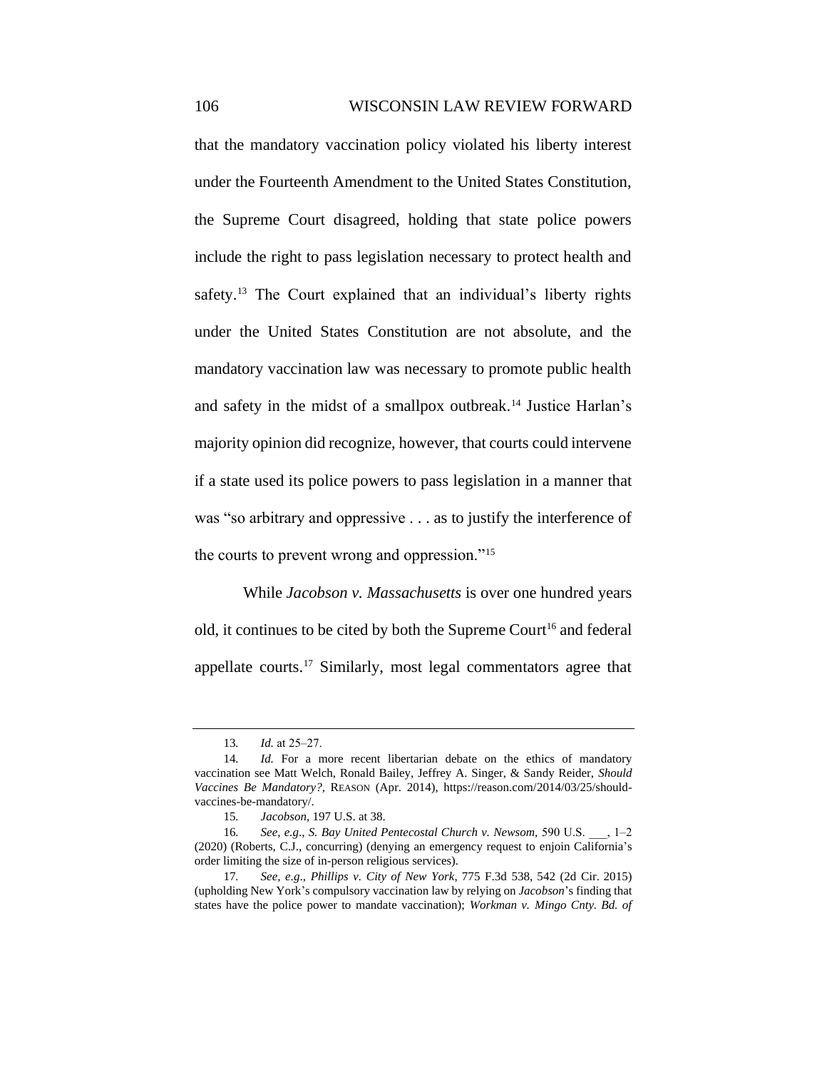that the mandatory vaccination policy violated his liberty interest under the Fourteenth Amendment to the United States Constitution, the Supreme Court disagreed, holding that state police powers include the right to pass legislation necessary to protect health and safety.[13] The Court explained that an individual's liberty rights under the United States Constitution are not absolute, and the mandatory vaccination law was necessary to promote public health and safety in the midst of a smallpox outbreak.[14] Justice Harlan's majority opinion did recognize, however, that courts could intervene if a state used its police powers to pass legislation in a manner that was "so arbitrary and oppressive . . . as to justify the interference of the courts to prevent wrong and oppression."[15]

While *Jacobson v. Massachusetts* is over one hundred years old, it continues to be cited by both the Supreme Court[16] and federal appellate courts.[17] Similarly, most legal commentators agree that

---

13. *Id.* at 25–27.

14. *Id.* For a more recent libertarian debate on the ethics of mandatory vaccination see Matt Welch, Ronald Bailey, Jeffrey A. Singer, & Sandy Reider, *Should Vaccines Be Mandatory?*, REASON (Apr. 2014), https://reason.com/2014/03/25/should-vaccines-be-mandatory/.

15. *Jacobson*, 197 U.S. at 38.

16. *See, e.g.*, *S. Bay United Pentecostal Church v. Newsom*, 590 U.S. ___, 1–2 (2020) (Roberts, C.J., concurring) (denying an emergency request to enjoin California's order limiting the size of in-person religious services).

17. *See, e.g.*, *Phillips v. City of New York*, 775 F.3d 538, 542 (2d Cir. 2015) (upholding New York's compulsory vaccination law by relying on *Jacobson*'s finding that states have the police power to mandate vaccination); *Workman v. Mingo Cnty. Bd. of*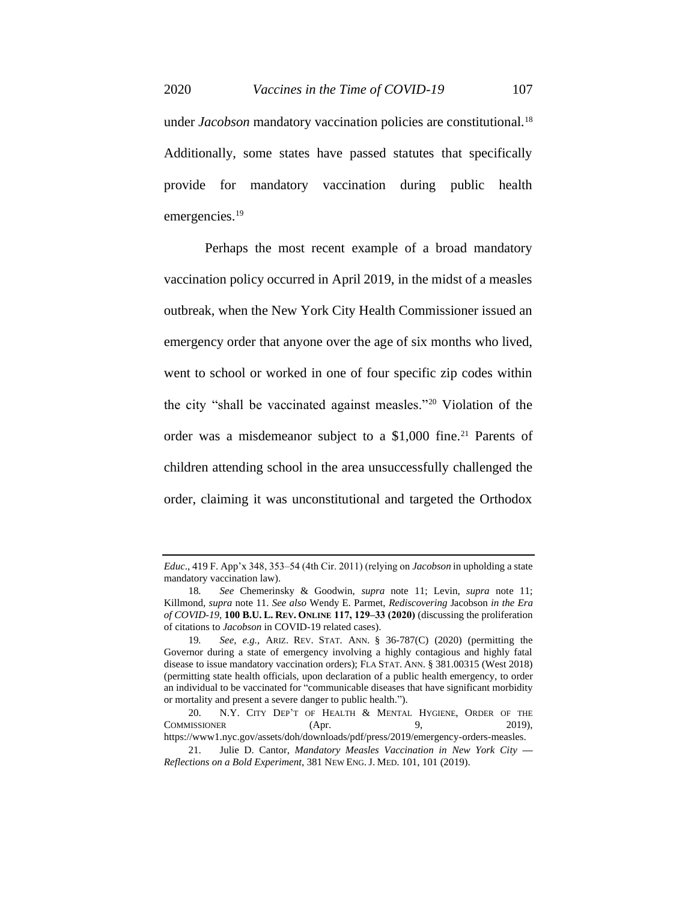under *Jacobson* mandatory vaccination policies are constitutional.[18] Additionally, some states have passed statutes that specifically provide for mandatory vaccination during public health emergencies.[19]

Perhaps the most recent example of a broad mandatory vaccination policy occurred in April 2019, in the midst of a measles outbreak, when the New York City Health Commissioner issued an emergency order that anyone over the age of six months who lived, went to school or worked in one of four specific zip codes within the city "shall be vaccinated against measles."[20] Violation of the order was a misdemeanor subject to a $1,000 fine.[21] Parents of children attending school in the area unsuccessfully challenged the order, claiming it was unconstitutional and targeted the Orthodox

---

*Educ*., 419 F. App'x 348, 353–54 (4th Cir. 2011) (relying on *Jacobson* in upholding a state mandatory vaccination law).

18. *See* Chemerinsky & Goodwin, *supra* note 11; Levin, *supra* note 11; Killmond, *supra* note 11. *See also* Wendy E. Parmet, *Rediscovering* Jacobson *in the Era of COVID-19*, **100 B.U. L. REV. ONLINE 117, 129–33 (2020)** (discussing the proliferation of citations to *Jacobson* in COVID-19 related cases).

19. *See, e.g.*, ARIZ. REV. STAT. ANN. § 36-787(C) (2020) (permitting the Governor during a state of emergency involving a highly contagious and highly fatal disease to issue mandatory vaccination orders); FLA STAT. ANN. § 381.00315 (West 2018) (permitting state health officials, upon declaration of a public health emergency, to order an individual to be vaccinated for "communicable diseases that have significant morbidity or mortality and present a severe danger to public health.").

20. N.Y. CITY DEP'T OF HEALTH & MENTAL HYGIENE, ORDER OF THE COMMISSIONER (Apr. 9, 2019), https://www1.nyc.gov/assets/doh/downloads/pdf/press/2019/emergency-orders-measles.

21. Julie D. Cantor, *Mandatory Measles Vaccination in New York City — Reflections on a Bold Experiment*, 381 NEW ENG. J. MED. 101, 101 (2019).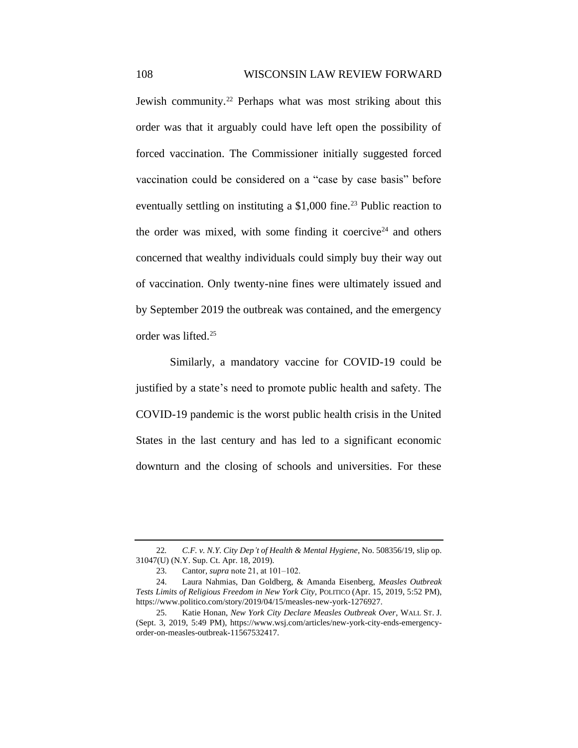Jewish community.[22] Perhaps what was most striking about this order was that it arguably could have left open the possibility of forced vaccination. The Commissioner initially suggested forced vaccination could be considered on a "case by case basis" before eventually settling on instituting a $1,000 fine.[23] Public reaction to the order was mixed, with some finding it coercive[24] and others concerned that wealthy individuals could simply buy their way out of vaccination. Only twenty-nine fines were ultimately issued and by September 2019 the outbreak was contained, and the emergency order was lifted.[25]

Similarly, a mandatory vaccine for COVID-19 could be justified by a state's need to promote public health and safety. The COVID-19 pandemic is the worst public health crisis in the United States in the last century and has led to a significant economic downturn and the closing of schools and universities. For these

---

22. *C.F. v. N.Y. City Dep't of Health & Mental Hygiene*, No. 508356/19, slip op. 31047(U) (N.Y. Sup. Ct. Apr. 18, 2019).

23. Cantor, *supra* note 21, at 101–102.

24. Laura Nahmias, Dan Goldberg, & Amanda Eisenberg, *Measles Outbreak Tests Limits of Religious Freedom in New York City*, POLITICO (Apr. 15, 2019, 5:52 PM), https://www.politico.com/story/2019/04/15/measles-new-york-1276927.

25. Katie Honan, *New York City Declare Measles Outbreak Over*, WALL ST. J. (Sept. 3, 2019, 5:49 PM), https://www.wsj.com/articles/new-york-city-ends-emergency-order-on-measles-outbreak-11567532417.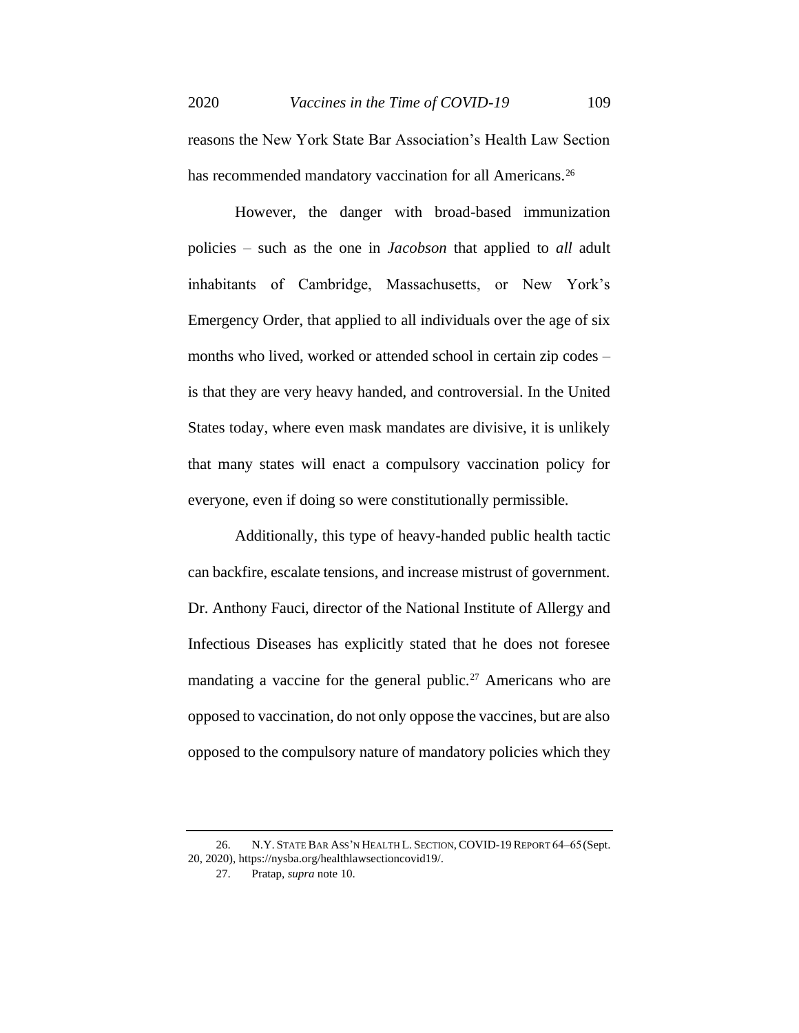reasons the New York State Bar Association's Health Law Section has recommended mandatory vaccination for all Americans.[26]

However, the danger with broad-based immunization policies – such as the one in *Jacobson* that applied to *all* adult inhabitants of Cambridge, Massachusetts, or New York's Emergency Order, that applied to all individuals over the age of six months who lived, worked or attended school in certain zip codes – is that they are very heavy handed, and controversial. In the United States today, where even mask mandates are divisive, it is unlikely that many states will enact a compulsory vaccination policy for everyone, even if doing so were constitutionally permissible.

Additionally, this type of heavy-handed public health tactic can backfire, escalate tensions, and increase mistrust of government. Dr. Anthony Fauci, director of the National Institute of Allergy and Infectious Diseases has explicitly stated that he does not foresee mandating a vaccine for the general public.[27] Americans who are opposed to vaccination, do not only oppose the vaccines, but are also opposed to the compulsory nature of mandatory policies which they

---

26. N.Y. STATE BAR ASS'N HEALTH L. SECTION, COVID-19 REPORT 64–65 (Sept. 20, 2020), https://nysba.org/healthlawsectioncovid19/.

27. Pratap, *supra* note 10.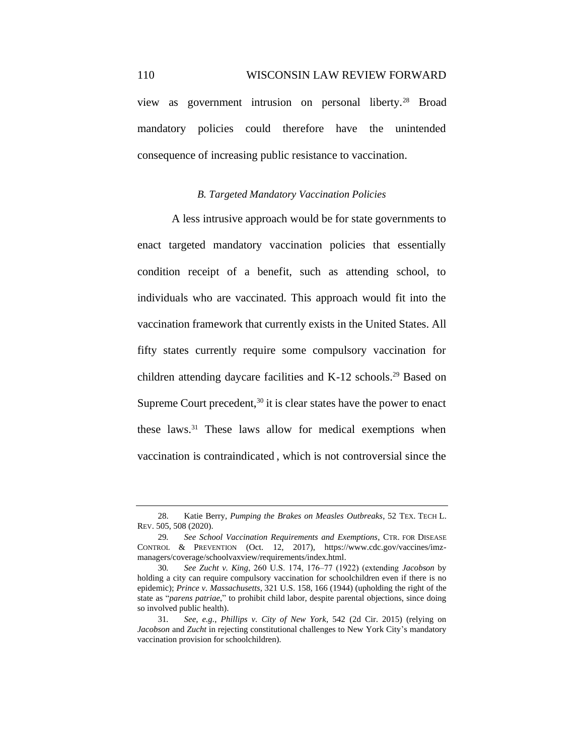view as government intrusion on personal liberty.[28] Broad mandatory policies could therefore have the unintended consequence of increasing public resistance to vaccination.

### *B. Targeted Mandatory Vaccination Policies*

A less intrusive approach would be for state governments to enact targeted mandatory vaccination policies that essentially condition receipt of a benefit, such as attending school, to individuals who are vaccinated. This approach would fit into the vaccination framework that currently exists in the United States. All fifty states currently require some compulsory vaccination for children attending daycare facilities and K-12 schools.[29] Based on Supreme Court precedent,[30] it is clear states have the power to enact these laws.[31] These laws allow for medical exemptions when vaccination is contraindicated , which is not controversial since the

---

28. Katie Berry, *Pumping the Brakes on Measles Outbreaks*, 52 TEX. TECH L. REV. 505, 508 (2020).

29. *See School Vaccination Requirements and Exemptions*, CTR. FOR DISEASE CONTROL & PREVENTION (Oct. 12, 2017), https://www.cdc.gov/vaccines/imz-managers/coverage/schoolvaxview/requirements/index.html.

30. *See Zucht v. King*, 260 U.S. 174, 176–77 (1922) (extending *Jacobson* by holding a city can require compulsory vaccination for schoolchildren even if there is no epidemic); *Prince v. Massachusetts*, 321 U.S. 158, 166 (1944) (upholding the right of the state as "*parens patriae*," to prohibit child labor, despite parental objections, since doing so involved public health).

31. *See, e.g.*, *Phillips v. City of New York*, 542 (2d Cir. 2015) (relying on *Jacobson* and *Zucht* in rejecting constitutional challenges to New York City's mandatory vaccination provision for schoolchildren).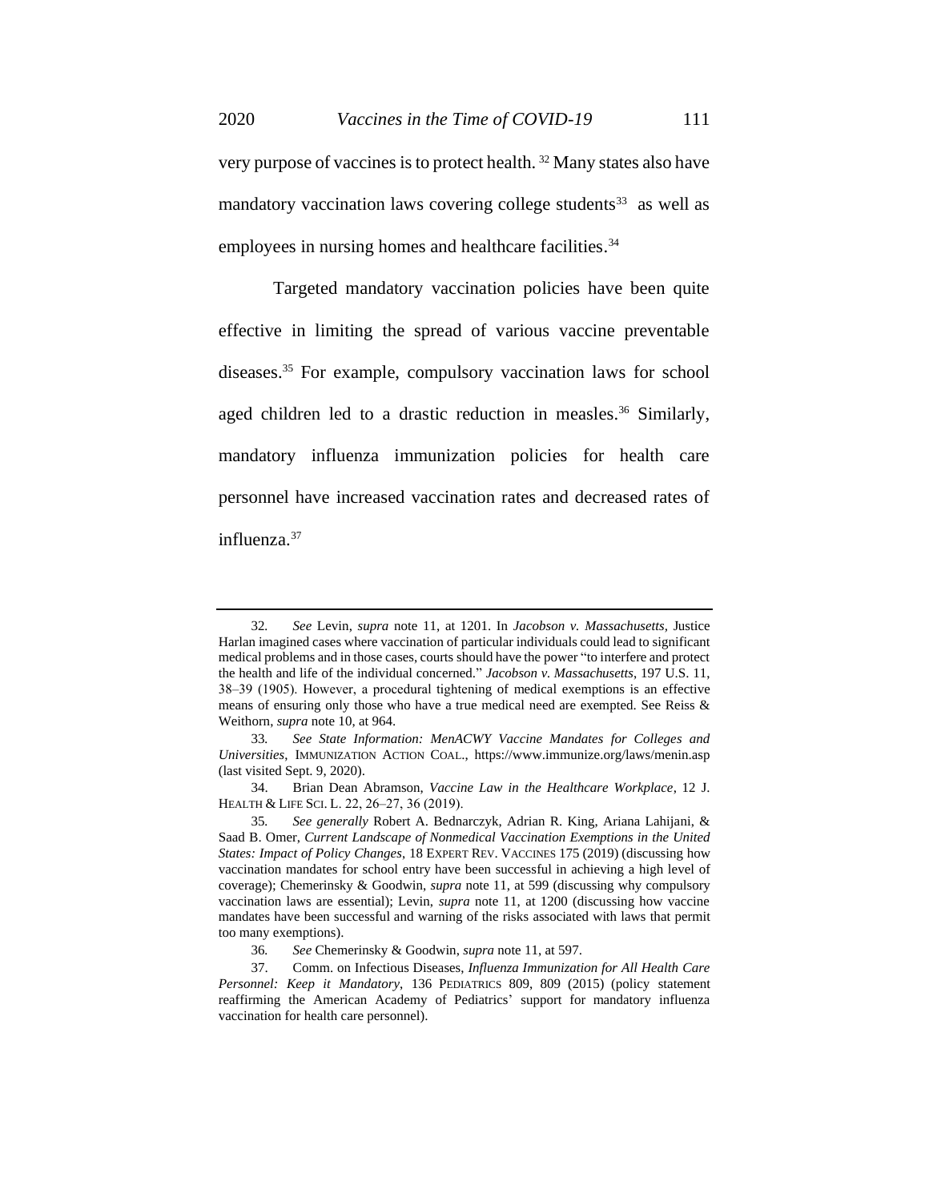very purpose of vaccines is to protect health. [32] Many states also have mandatory vaccination laws covering college students[33] as well as employees in nursing homes and healthcare facilities.[34]

Targeted mandatory vaccination policies have been quite effective in limiting the spread of various vaccine preventable diseases.[35] For example, compulsory vaccination laws for school aged children led to a drastic reduction in measles.[36] Similarly, mandatory influenza immunization policies for health care personnel have increased vaccination rates and decreased rates of influenza.[37]

---

32. *See* Levin, *supra* note 11, at 1201. In *Jacobson v. Massachusetts*, Justice Harlan imagined cases where vaccination of particular individuals could lead to significant medical problems and in those cases, courts should have the power "to interfere and protect the health and life of the individual concerned." *Jacobson v. Massachusetts*, 197 U.S. 11, 38–39 (1905). However, a procedural tightening of medical exemptions is an effective means of ensuring only those who have a true medical need are exempted. See Reiss & Weithorn, *supra* note 10, at 964.

33. *See State Information: MenACWY Vaccine Mandates for Colleges and Universities*, IMMUNIZATION ACTION COAL., https://www.immunize.org/laws/menin.asp (last visited Sept. 9, 2020).

34. Brian Dean Abramson, *Vaccine Law in the Healthcare Workplace*, 12 J. HEALTH & LIFE SCI. L. 22, 26–27, 36 (2019).

35. *See generally* Robert A. Bednarczyk, Adrian R. King, Ariana Lahijani, & Saad B. Omer, *Current Landscape of Nonmedical Vaccination Exemptions in the United States: Impact of Policy Changes*, 18 EXPERT REV. VACCINES 175 (2019) (discussing how vaccination mandates for school entry have been successful in achieving a high level of coverage); Chemerinsky & Goodwin, *supra* note 11, at 599 (discussing why compulsory vaccination laws are essential); Levin, *supra* note 11, at 1200 (discussing how vaccine mandates have been successful and warning of the risks associated with laws that permit too many exemptions).

36. *See* Chemerinsky & Goodwin, *supra* note 11, at 597.

37. Comm. on Infectious Diseases, *Influenza Immunization for All Health Care Personnel: Keep it Mandatory*, 136 PEDIATRICS 809, 809 (2015) (policy statement reaffirming the American Academy of Pediatrics' support for mandatory influenza vaccination for health care personnel).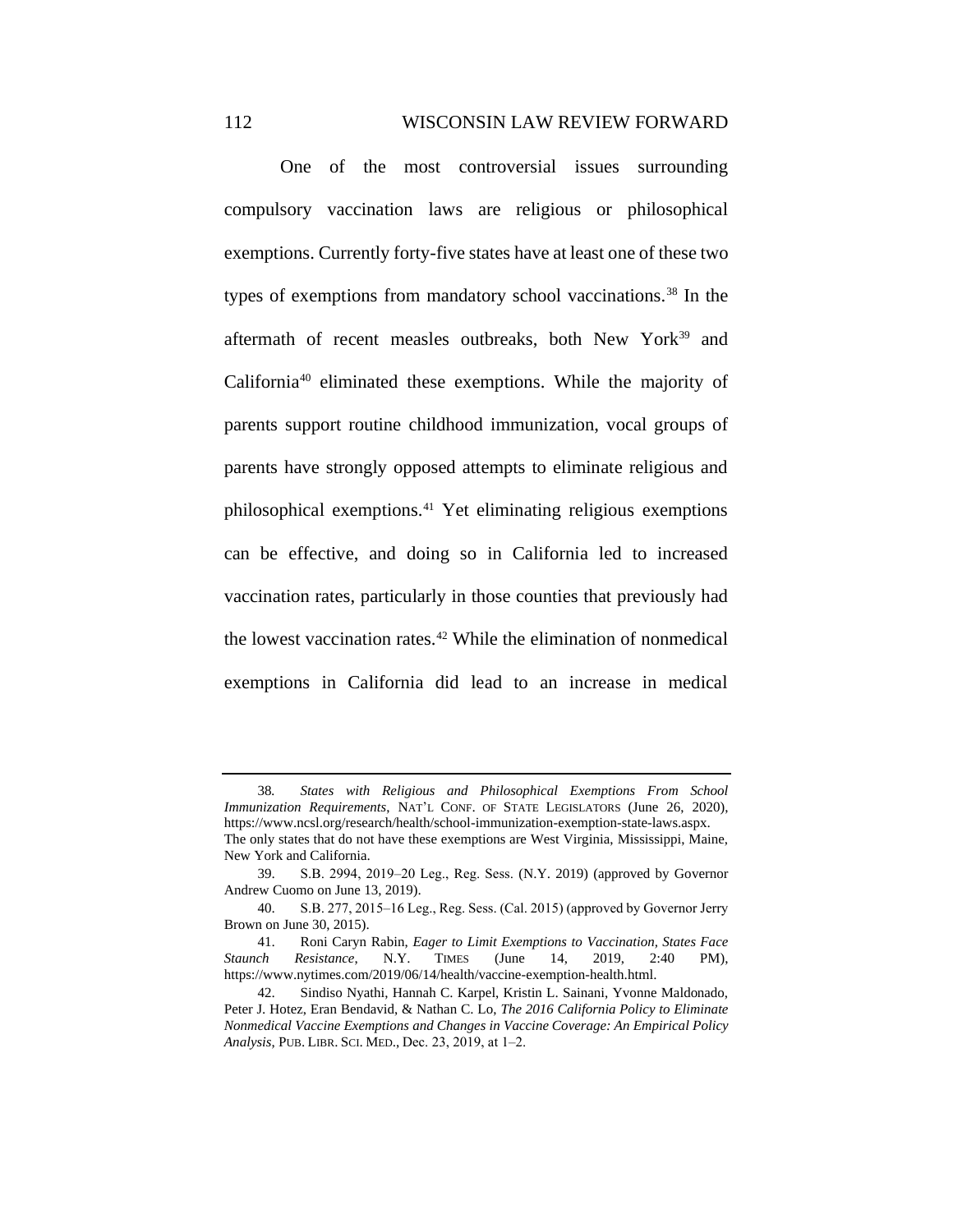One of the most controversial issues surrounding compulsory vaccination laws are religious or philosophical exemptions. Currently forty-five states have at least one of these two types of exemptions from mandatory school vaccinations.[38] In the aftermath of recent measles outbreaks, both New York[39] and California[40] eliminated these exemptions. While the majority of parents support routine childhood immunization, vocal groups of parents have strongly opposed attempts to eliminate religious and philosophical exemptions.[41] Yet eliminating religious exemptions can be effective, and doing so in California led to increased vaccination rates, particularly in those counties that previously had the lowest vaccination rates.[42] While the elimination of nonmedical exemptions in California did lead to an increase in medical

---

38. *States with Religious and Philosophical Exemptions From School Immunization Requirements*, NAT'L CONF. OF STATE LEGISLATORS (June 26, 2020), https://www.ncsl.org/research/health/school-immunization-exemption-state-laws.aspx. The only states that do not have these exemptions are West Virginia, Mississippi, Maine, New York and California.

39. S.B. 2994, 2019–20 Leg., Reg. Sess. (N.Y. 2019) (approved by Governor Andrew Cuomo on June 13, 2019).

40. S.B. 277, 2015–16 Leg., Reg. Sess. (Cal. 2015) (approved by Governor Jerry Brown on June 30, 2015).

41. Roni Caryn Rabin, *Eager to Limit Exemptions to Vaccination, States Face Staunch Resistance*, N.Y. TIMES (June 14, 2019, 2:40 PM), https://www.nytimes.com/2019/06/14/health/vaccine-exemption-health.html.

42. Sindiso Nyathi, Hannah C. Karpel, Kristin L. Sainani, Yvonne Maldonado, Peter J. Hotez, Eran Bendavid, & Nathan C. Lo, *The 2016 California Policy to Eliminate Nonmedical Vaccine Exemptions and Changes in Vaccine Coverage: An Empirical Policy Analysis*, PUB. LIBR. SCI. MED., Dec. 23, 2019, at 1–2.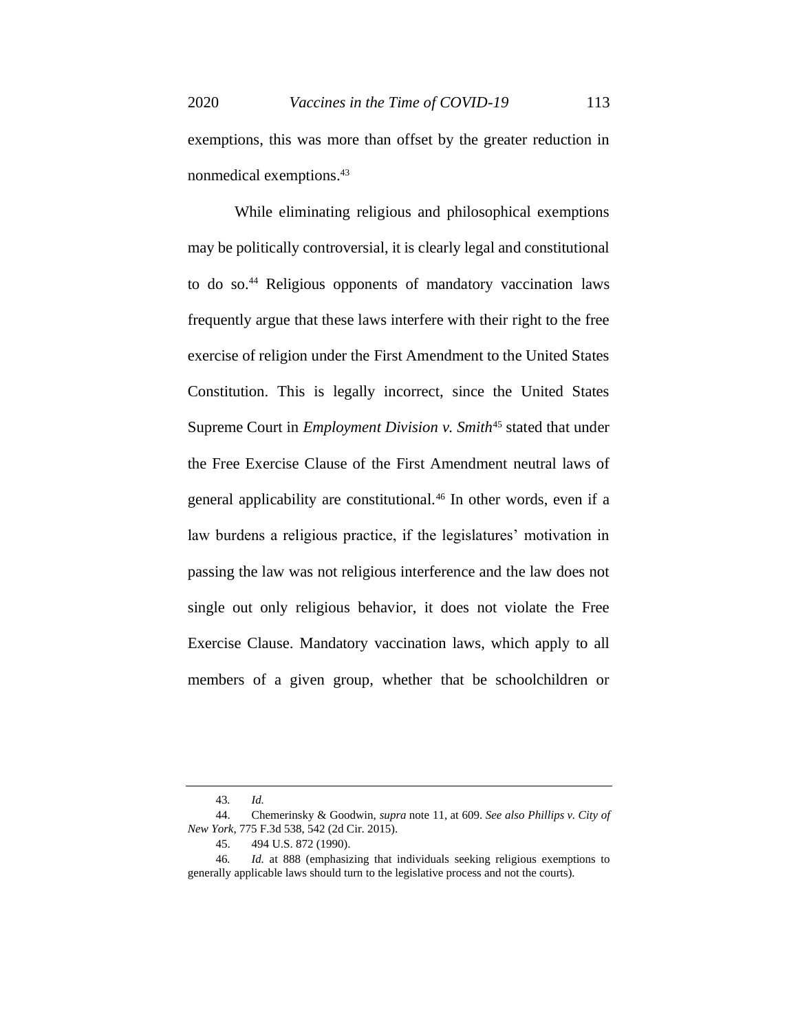exemptions, this was more than offset by the greater reduction in nonmedical exemptions.[43]

While eliminating religious and philosophical exemptions may be politically controversial, it is clearly legal and constitutional to do so.[44] Religious opponents of mandatory vaccination laws frequently argue that these laws interfere with their right to the free exercise of religion under the First Amendment to the United States Constitution. This is legally incorrect, since the United States Supreme Court in *Employment Division v. Smith*[45] stated that under the Free Exercise Clause of the First Amendment neutral laws of general applicability are constitutional.[46] In other words, even if a law burdens a religious practice, if the legislatures' motivation in passing the law was not religious interference and the law does not single out only religious behavior, it does not violate the Free Exercise Clause. Mandatory vaccination laws, which apply to all members of a given group, whether that be schoolchildren or

---

43. *Id.*

44. Chemerinsky & Goodwin, *supra* note 11, at 609. *See also Phillips v. City of New York*, 775 F.3d 538, 542 (2d Cir. 2015).

45. 494 U.S. 872 (1990).

46. *Id.* at 888 (emphasizing that individuals seeking religious exemptions to generally applicable laws should turn to the legislative process and not the courts).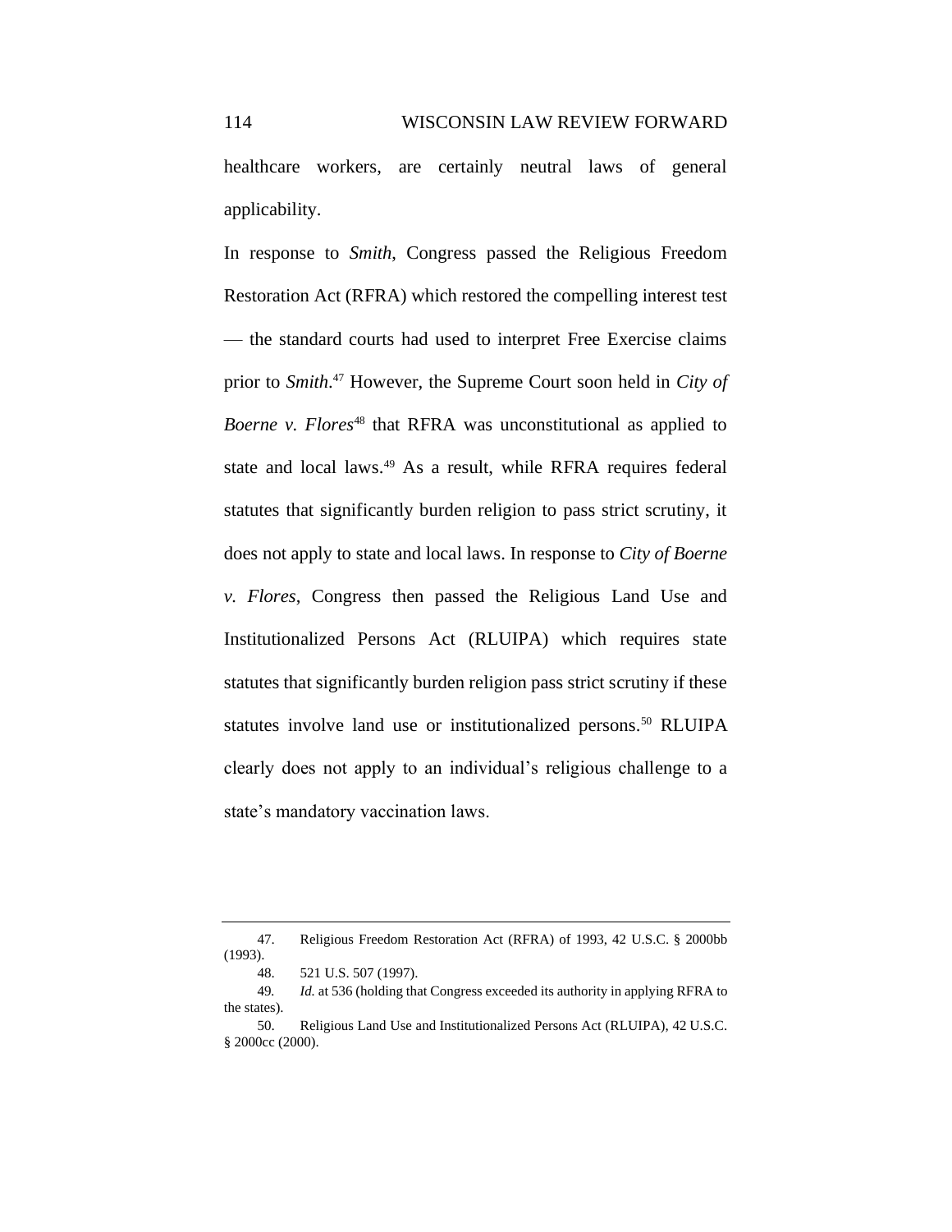healthcare workers, are certainly neutral laws of general applicability.

In response to *Smith*, Congress passed the Religious Freedom Restoration Act (RFRA) which restored the compelling interest test — the standard courts had used to interpret Free Exercise claims prior to *Smith*.[47] However, the Supreme Court soon held in *City of Boerne v. Flores*[48] that RFRA was unconstitutional as applied to state and local laws.[49] As a result, while RFRA requires federal statutes that significantly burden religion to pass strict scrutiny, it does not apply to state and local laws. In response to *City of Boerne v. Flores*, Congress then passed the Religious Land Use and Institutionalized Persons Act (RLUIPA) which requires state statutes that significantly burden religion pass strict scrutiny if these statutes involve land use or institutionalized persons.[50] RLUIPA clearly does not apply to an individual's religious challenge to a state's mandatory vaccination laws.

---

47. Religious Freedom Restoration Act (RFRA) of 1993, 42 U.S.C. § 2000bb (1993).

48. 521 U.S. 507 (1997).

49. *Id.* at 536 (holding that Congress exceeded its authority in applying RFRA to the states).

50. Religious Land Use and Institutionalized Persons Act (RLUIPA), 42 U.S.C. § 2000cc (2000).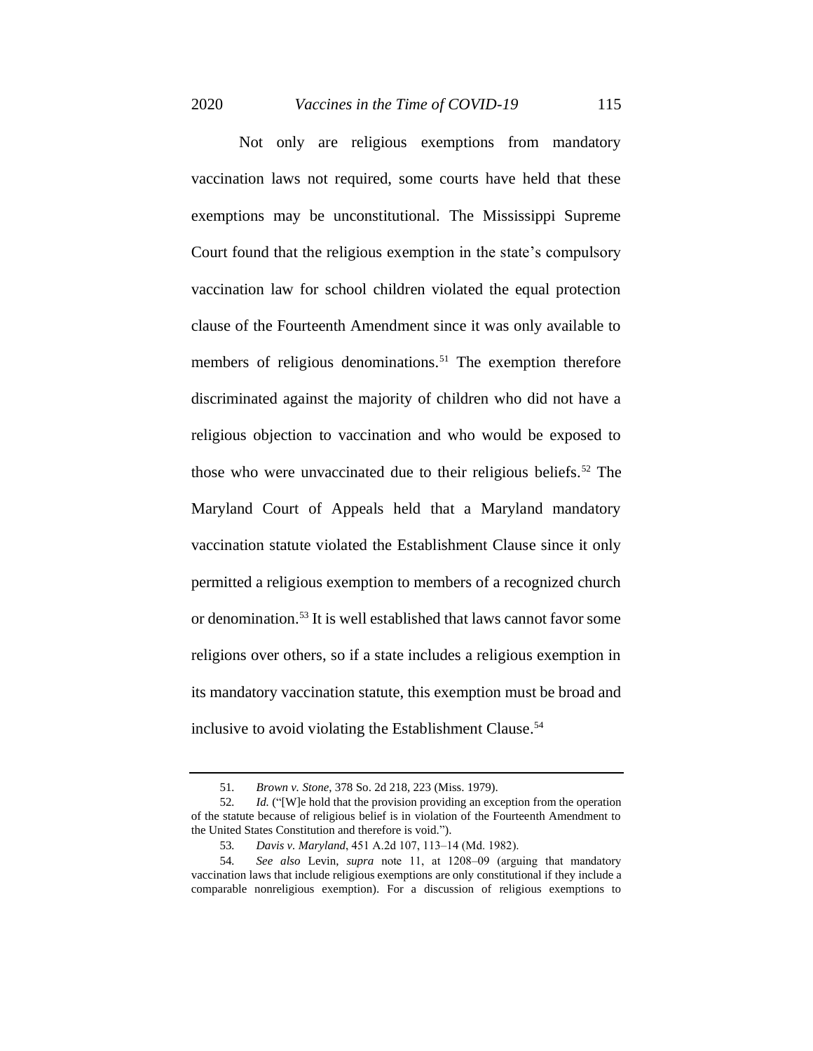Not only are religious exemptions from mandatory vaccination laws not required, some courts have held that these exemptions may be unconstitutional. The Mississippi Supreme Court found that the religious exemption in the state's compulsory vaccination law for school children violated the equal protection clause of the Fourteenth Amendment since it was only available to members of religious denominations.[51] The exemption therefore discriminated against the majority of children who did not have a religious objection to vaccination and who would be exposed to those who were unvaccinated due to their religious beliefs.[52] The Maryland Court of Appeals held that a Maryland mandatory vaccination statute violated the Establishment Clause since it only permitted a religious exemption to members of a recognized church or denomination.[53] It is well established that laws cannot favor some religions over others, so if a state includes a religious exemption in its mandatory vaccination statute, this exemption must be broad and inclusive to avoid violating the Establishment Clause.[54]

---

51. *Brown v. Stone*, 378 So. 2d 218, 223 (Miss. 1979).

52. *Id.* ("[W]e hold that the provision providing an exception from the operation of the statute because of religious belief is in violation of the Fourteenth Amendment to the United States Constitution and therefore is void.").

53. *Davis v. Maryland*, 451 A.2d 107, 113–14 (Md. 1982).

54. *See also* Levin, *supra* note 11, at 1208–09 (arguing that mandatory vaccination laws that include religious exemptions are only constitutional if they include a comparable nonreligious exemption). For a discussion of religious exemptions to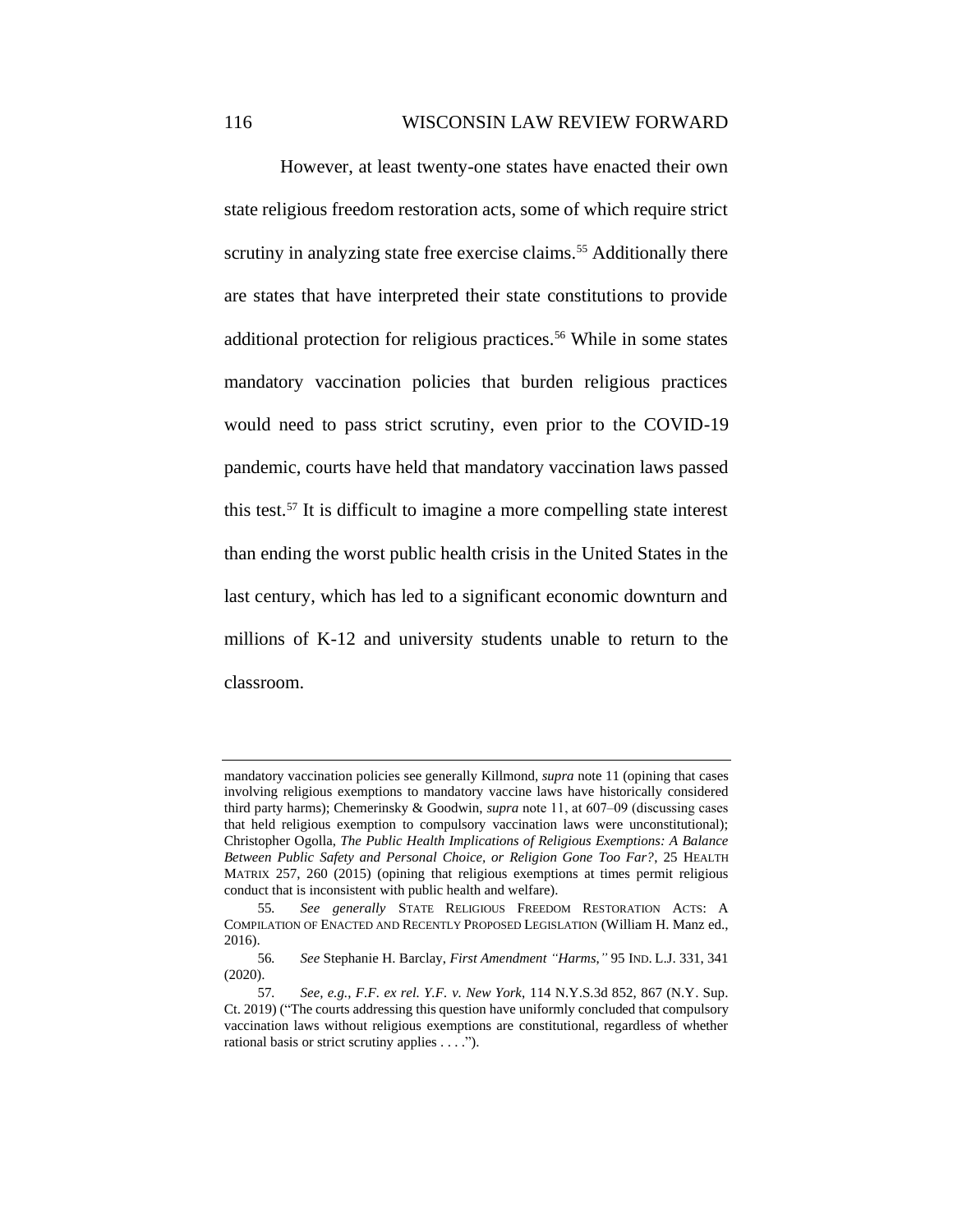However, at least twenty-one states have enacted their own state religious freedom restoration acts, some of which require strict scrutiny in analyzing state free exercise claims.[55] Additionally there are states that have interpreted their state constitutions to provide additional protection for religious practices.[56] While in some states mandatory vaccination policies that burden religious practices would need to pass strict scrutiny, even prior to the COVID-19 pandemic, courts have held that mandatory vaccination laws passed this test.[57] It is difficult to imagine a more compelling state interest than ending the worst public health crisis in the United States in the last century, which has led to a significant economic downturn and millions of K-12 and university students unable to return to the classroom.

---

mandatory vaccination policies see generally Killmond, *supra* note 11 (opining that cases involving religious exemptions to mandatory vaccine laws have historically considered third party harms); Chemerinsky & Goodwin, *supra* note 11, at 607–09 (discussing cases that held religious exemption to compulsory vaccination laws were unconstitutional); Christopher Ogolla, *The Public Health Implications of Religious Exemptions: A Balance Between Public Safety and Personal Choice, or Religion Gone Too Far?*, 25 HEALTH MATRIX 257, 260 (2015) (opining that religious exemptions at times permit religious conduct that is inconsistent with public health and welfare).

55. *See generally* STATE RELIGIOUS FREEDOM RESTORATION ACTS: A COMPILATION OF ENACTED AND RECENTLY PROPOSED LEGISLATION (William H. Manz ed., 2016).

56. *See* Stephanie H. Barclay, *First Amendment "Harms,"* 95 IND. L.J. 331, 341 (2020).

57. *See, e.g.*, *F.F. ex rel. Y.F. v. New York*, 114 N.Y.S.3d 852, 867 (N.Y. Sup. Ct. 2019) ("The courts addressing this question have uniformly concluded that compulsory vaccination laws without religious exemptions are constitutional, regardless of whether rational basis or strict scrutiny applies . . . .").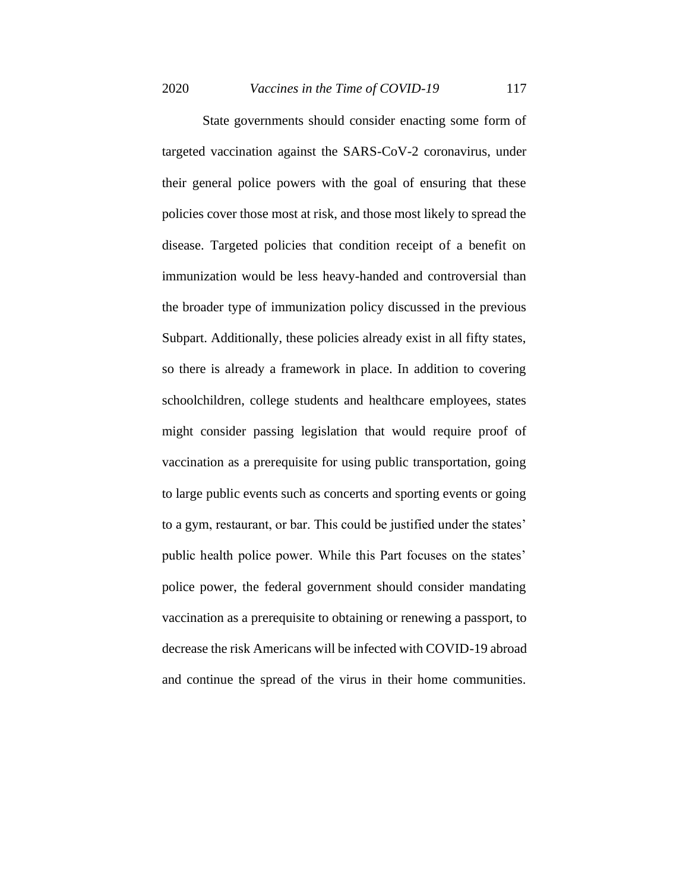State governments should consider enacting some form of targeted vaccination against the SARS-CoV-2 coronavirus, under their general police powers with the goal of ensuring that these policies cover those most at risk, and those most likely to spread the disease. Targeted policies that condition receipt of a benefit on immunization would be less heavy-handed and controversial than the broader type of immunization policy discussed in the previous Subpart. Additionally, these policies already exist in all fifty states, so there is already a framework in place. In addition to covering schoolchildren, college students and healthcare employees, states might consider passing legislation that would require proof of vaccination as a prerequisite for using public transportation, going to large public events such as concerts and sporting events or going to a gym, restaurant, or bar. This could be justified under the states' public health police power. While this Part focuses on the states' police power, the federal government should consider mandating vaccination as a prerequisite to obtaining or renewing a passport, to decrease the risk Americans will be infected with COVID-19 abroad and continue the spread of the virus in their home communities.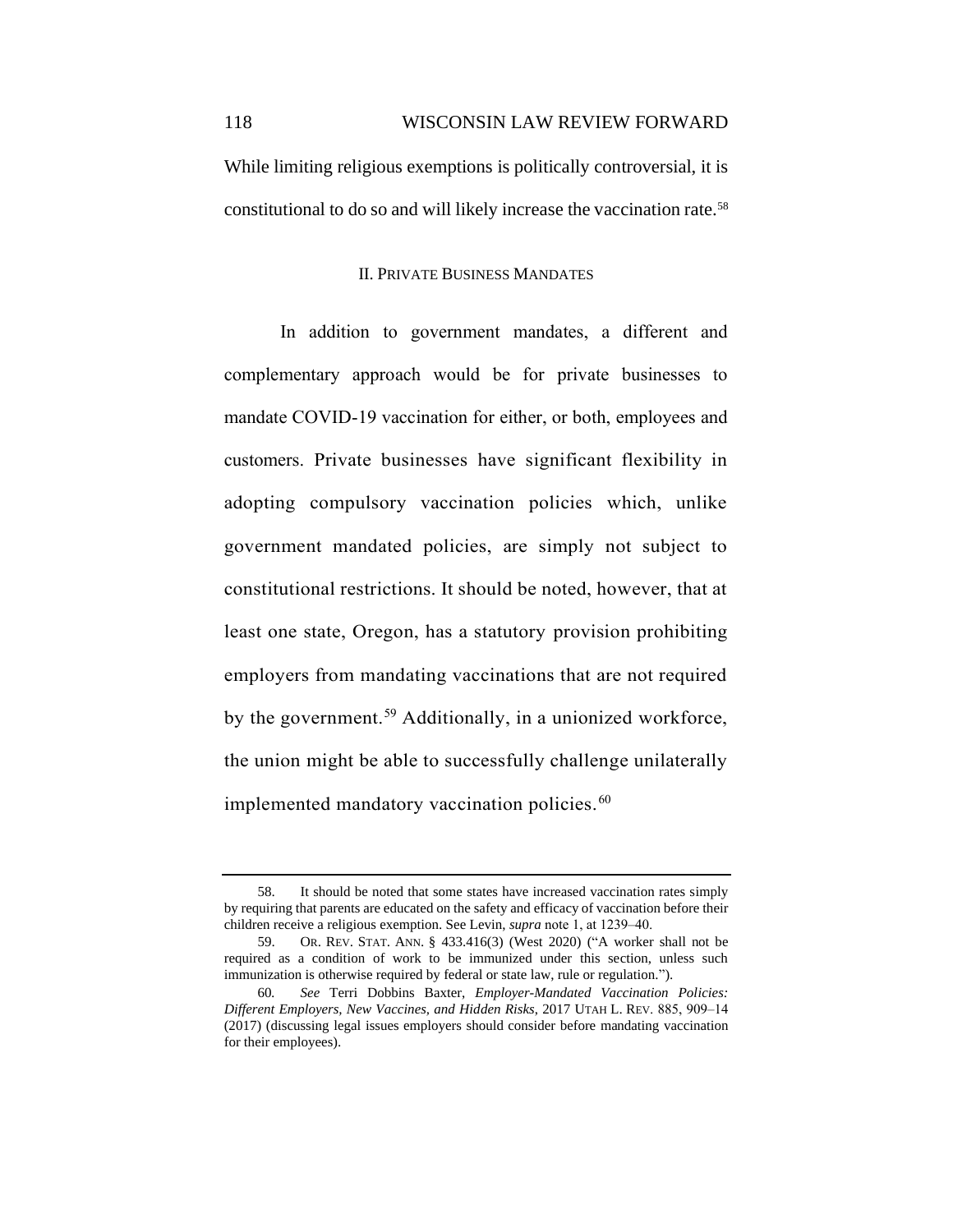While limiting religious exemptions is politically controversial, it is constitutional to do so and will likely increase the vaccination rate.[58]

## II. Private Business Mandates

In addition to government mandates, a different and complementary approach would be for private businesses to mandate COVID-19 vaccination for either, or both, employees and customers. Private businesses have significant flexibility in adopting compulsory vaccination policies which, unlike government mandated policies, are simply not subject to constitutional restrictions. It should be noted, however, that at least one state, Oregon, has a statutory provision prohibiting employers from mandating vaccinations that are not required by the government.[59] Additionally, in a unionized workforce, the union might be able to successfully challenge unilaterally implemented mandatory vaccination policies.[60]

---

58. It should be noted that some states have increased vaccination rates simply by requiring that parents are educated on the safety and efficacy of vaccination before their children receive a religious exemption. See Levin, *supra* note 1, at 1239–40.

59. OR. REV. STAT. ANN. § 433.416(3) (West 2020) ("A worker shall not be required as a condition of work to be immunized under this section, unless such immunization is otherwise required by federal or state law, rule or regulation.").

60. *See* Terri Dobbins Baxter, *Employer-Mandated Vaccination Policies: Different Employers, New Vaccines, and Hidden Risks*, 2017 UTAH L. REV. 885, 909–14 (2017) (discussing legal issues employers should consider before mandating vaccination for their employees).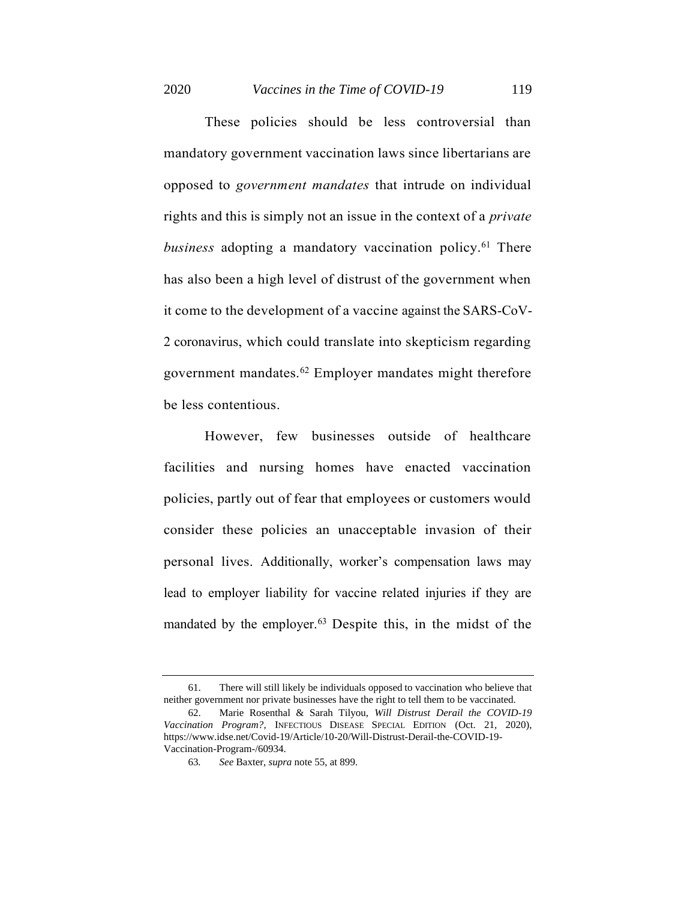These policies should be less controversial than mandatory government vaccination laws since libertarians are opposed to *government mandates* that intrude on individual rights and this is simply not an issue in the context of a *private business* adopting a mandatory vaccination policy.[61] There has also been a high level of distrust of the government when it come to the development of a vaccine against the SARS-CoV-2 coronavirus, which could translate into skepticism regarding government mandates.[62] Employer mandates might therefore be less contentious.

However, few businesses outside of healthcare facilities and nursing homes have enacted vaccination policies, partly out of fear that employees or customers would consider these policies an unacceptable invasion of their personal lives. Additionally, worker's compensation laws may lead to employer liability for vaccine related injuries if they are mandated by the employer.[63] Despite this, in the midst of the

---

61. There will still likely be individuals opposed to vaccination who believe that neither government nor private businesses have the right to tell them to be vaccinated.

62. Marie Rosenthal & Sarah Tilyou, *Will Distrust Derail the COVID-19 Vaccination Program?*, INFECTIOUS DISEASE SPECIAL EDITION (Oct. 21, 2020), https://www.idse.net/Covid-19/Article/10-20/Will-Distrust-Derail-the-COVID-19-Vaccination-Program-/60934.

63. *See* Baxter, *supra* note 55, at 899.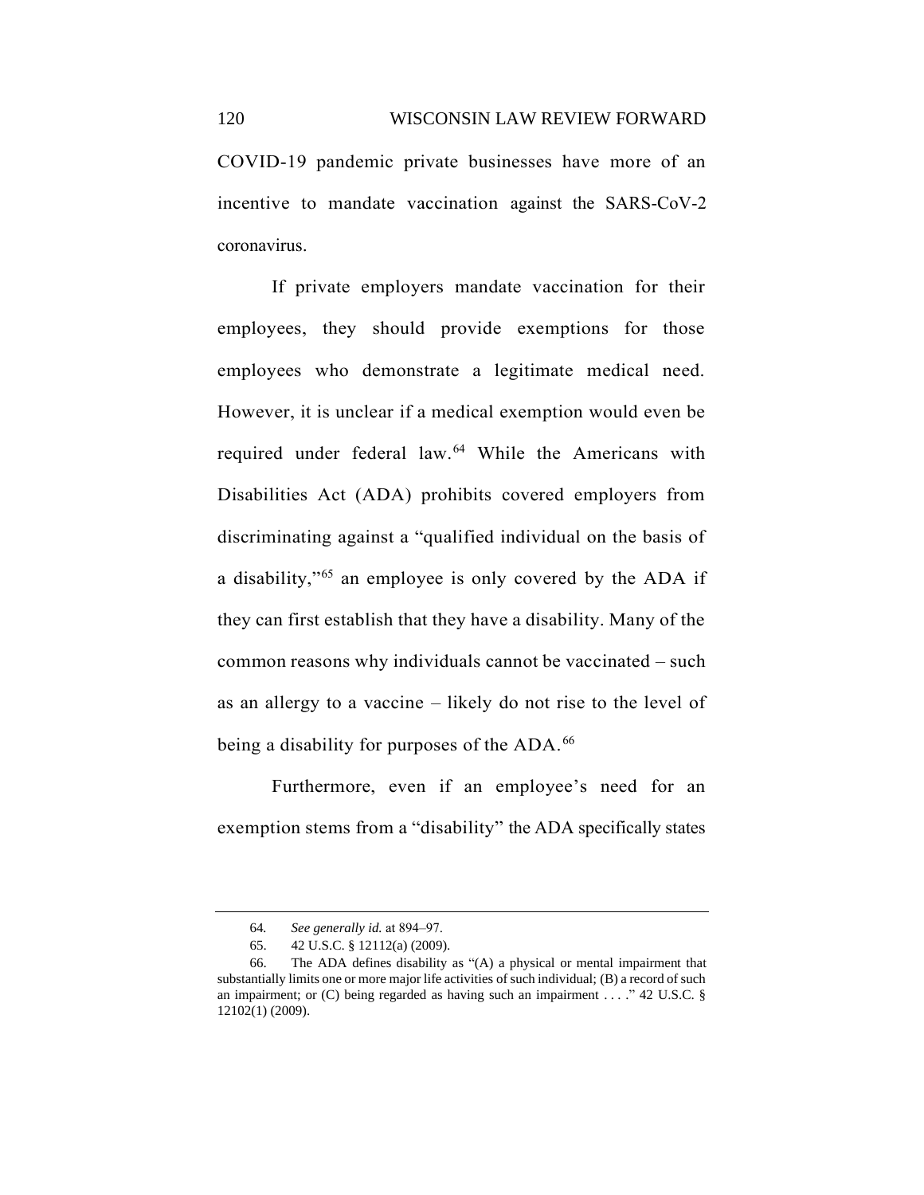COVID-19 pandemic private businesses have more of an incentive to mandate vaccination against the SARS-CoV-2 coronavirus.

If private employers mandate vaccination for their employees, they should provide exemptions for those employees who demonstrate a legitimate medical need. However, it is unclear if a medical exemption would even be required under federal law.[64] While the Americans with Disabilities Act (ADA) prohibits covered employers from discriminating against a "qualified individual on the basis of a disability,"[65] an employee is only covered by the ADA if they can first establish that they have a disability. Many of the common reasons why individuals cannot be vaccinated – such as an allergy to a vaccine – likely do not rise to the level of being a disability for purposes of the ADA.[66]

Furthermore, even if an employee's need for an exemption stems from a "disability" the ADA specifically states

---

64. *See generally id.* at 894–97.

65. 42 U.S.C. § 12112(a) (2009).

66. The ADA defines disability as "(A) a physical or mental impairment that substantially limits one or more major life activities of such individual; (B) a record of such an impairment; or (C) being regarded as having such an impairment . . . ." 42 U.S.C. § 12102(1) (2009).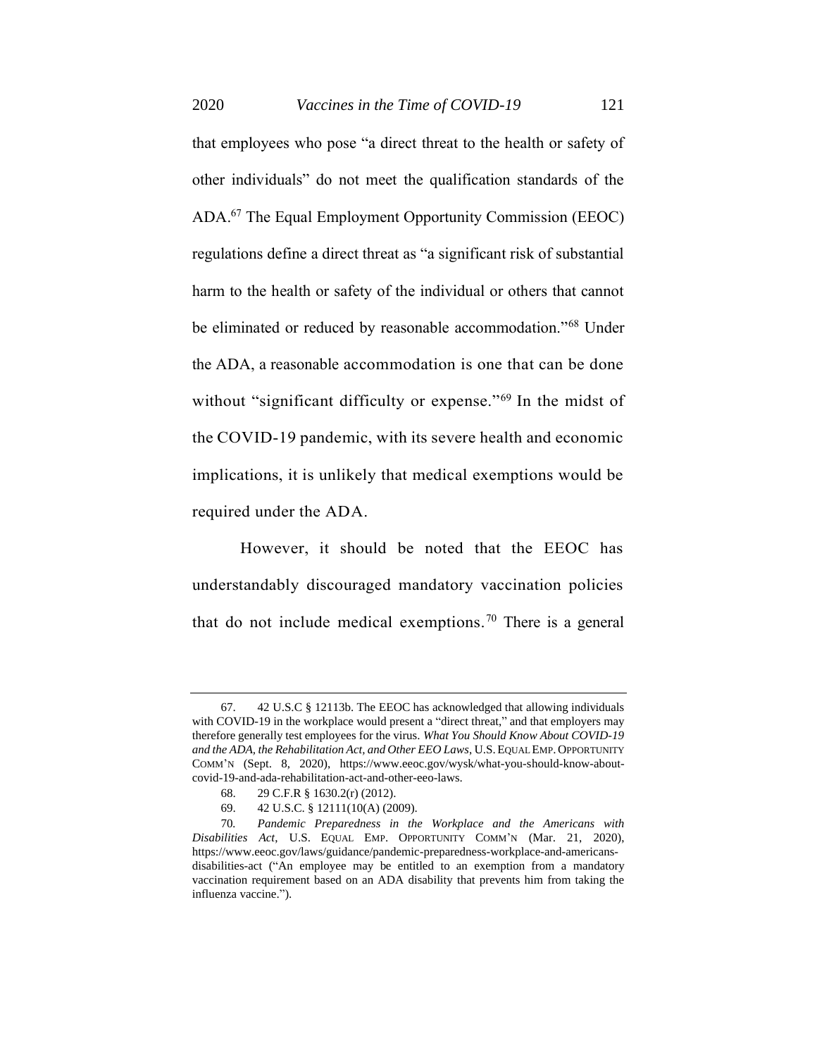that employees who pose "a direct threat to the health or safety of other individuals" do not meet the qualification standards of the ADA.[67] The Equal Employment Opportunity Commission (EEOC) regulations define a direct threat as "a significant risk of substantial harm to the health or safety of the individual or others that cannot be eliminated or reduced by reasonable accommodation."[68] Under the ADA, a reasonable accommodation is one that can be done without "significant difficulty or expense."[69] In the midst of the COVID-19 pandemic, with its severe health and economic implications, it is unlikely that medical exemptions would be required under the ADA.

However, it should be noted that the EEOC has understandably discouraged mandatory vaccination policies that do not include medical exemptions.[70] There is a general

---

67. 42 U.S.C § 12113b. The EEOC has acknowledged that allowing individuals with COVID-19 in the workplace would present a "direct threat," and that employers may therefore generally test employees for the virus. *What You Should Know About COVID-19 and the ADA, the Rehabilitation Act, and Other EEO Laws*, U.S. EQUAL EMP. OPPORTUNITY COMM'N (Sept. 8, 2020), https://www.eeoc.gov/wysk/what-you-should-know-about-covid-19-and-ada-rehabilitation-act-and-other-eeo-laws.

68. 29 C.F.R § 1630.2(r) (2012).

69. 42 U.S.C. § 12111(10(A) (2009).

70. *Pandemic Preparedness in the Workplace and the Americans with Disabilities Act*, U.S. EQUAL EMP. OPPORTUNITY COMM'N (Mar. 21, 2020), https://www.eeoc.gov/laws/guidance/pandemic-preparedness-workplace-and-americans-disabilities-act ("An employee may be entitled to an exemption from a mandatory vaccination requirement based on an ADA disability that prevents him from taking the influenza vaccine.").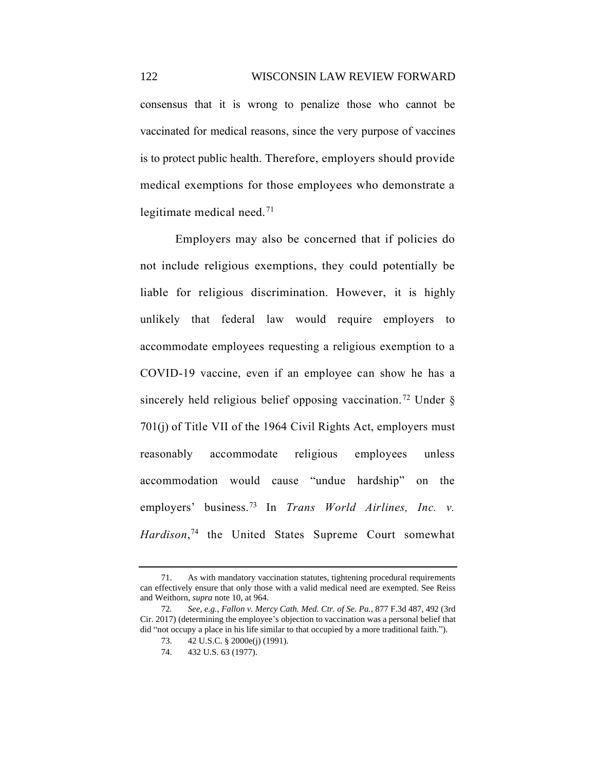consensus that it is wrong to penalize those who cannot be vaccinated for medical reasons, since the very purpose of vaccines is to protect public health. Therefore, employers should provide medical exemptions for those employees who demonstrate a legitimate medical need.[71]

Employers may also be concerned that if policies do not include religious exemptions, they could potentially be liable for religious discrimination. However, it is highly unlikely that federal law would require employers to accommodate employees requesting a religious exemption to a COVID-19 vaccine, even if an employee can show he has a sincerely held religious belief opposing vaccination.[72] Under § 701(j) of Title VII of the 1964 Civil Rights Act, employers must reasonably accommodate religious employees unless accommodation would cause "undue hardship" on the employers' business.[73] In *Trans World Airlines, Inc. v. Hardison*,[74] the United States Supreme Court somewhat

---

71. As with mandatory vaccination statutes, tightening procedural requirements can effectively ensure that only those with a valid medical need are exempted. See Reiss and Weithorn, *supra* note 10, at 964.

72. *See, e.g.*, *Fallon v. Mercy Cath. Med. Ctr. of Se. Pa.*, 877 F.3d 487, 492 (3rd Cir. 2017) (determining the employee's objection to vaccination was a personal belief that did "not occupy a place in his life similar to that occupied by a more traditional faith.").

73. 42 U.S.C. § 2000e(j) (1991).

74. 432 U.S. 63 (1977).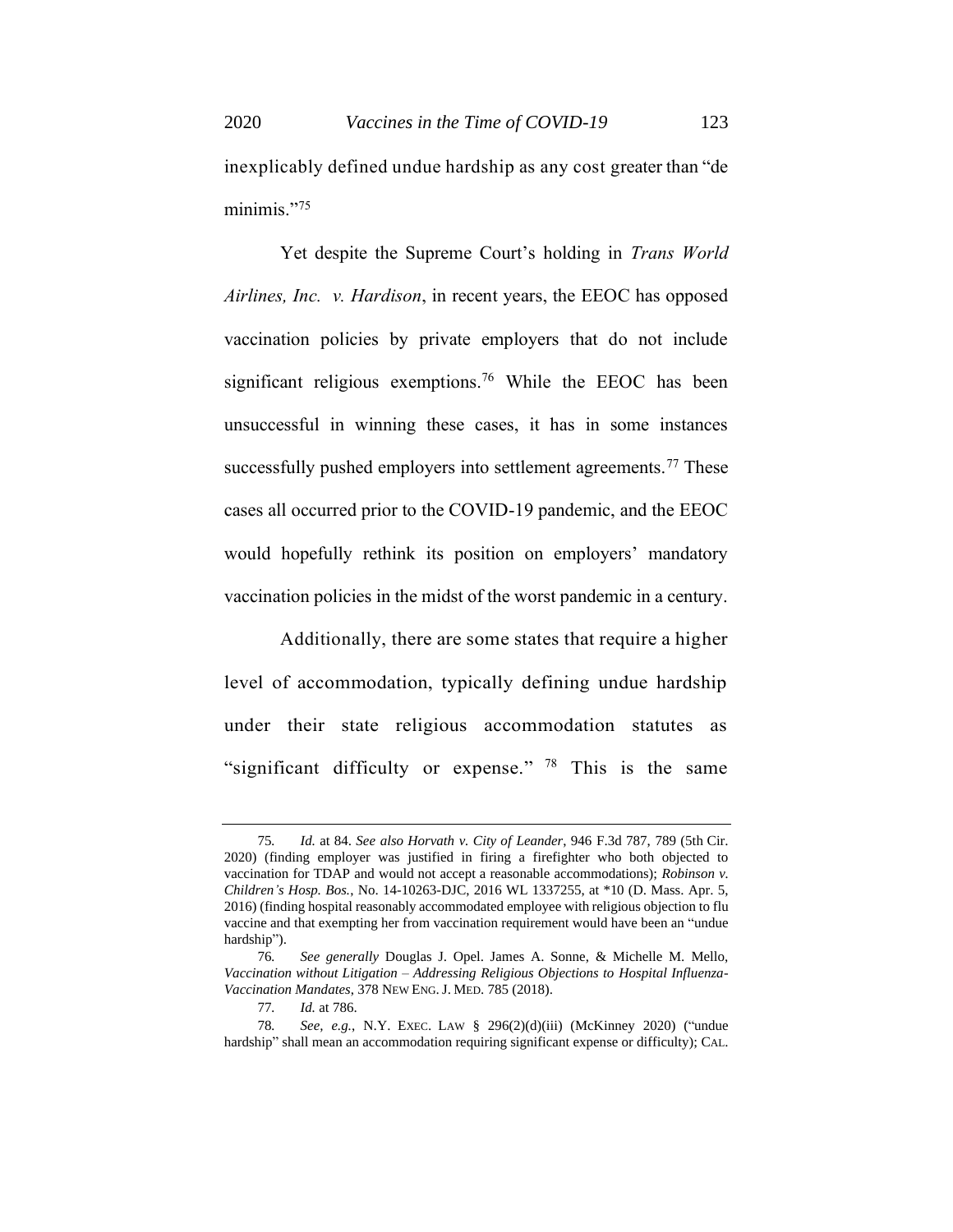inexplicably defined undue hardship as any cost greater than "de minimis."[75]

Yet despite the Supreme Court's holding in *Trans World Airlines, Inc. v. Hardison*, in recent years, the EEOC has opposed vaccination policies by private employers that do not include significant religious exemptions.[76] While the EEOC has been unsuccessful in winning these cases, it has in some instances successfully pushed employers into settlement agreements.[77] These cases all occurred prior to the COVID-19 pandemic, and the EEOC would hopefully rethink its position on employers' mandatory vaccination policies in the midst of the worst pandemic in a century.

Additionally, there are some states that require a higher level of accommodation, typically defining undue hardship under their state religious accommodation statutes as "significant difficulty or expense." [78] This is the same

---

75. *Id.* at 84. *See also Horvath v. City of Leander*, 946 F.3d 787, 789 (5th Cir. 2020) (finding employer was justified in firing a firefighter who both objected to vaccination for TDAP and would not accept a reasonable accommodations); *Robinson v. Children's Hosp. Bos.*, No. 14-10263-DJC, 2016 WL 1337255, at *10 (D. Mass. Apr. 5, 2016) (finding hospital reasonably accommodated employee with religious objection to flu vaccine and that exempting her from vaccination requirement would have been an "undue hardship").

76. *See generally* Douglas J. Opel. James A. Sonne, & Michelle M. Mello, *Vaccination without Litigation – Addressing Religious Objections to Hospital Influenza-Vaccination Mandates*, 378 NEW ENG. J. MED. 785 (2018).

77. *Id.* at 786.

78. *See, e.g.*, N.Y. EXEC. LAW § 296(2)(d)(iii) (McKinney 2020) ("undue hardship" shall mean an accommodation requiring significant expense or difficulty); CAL.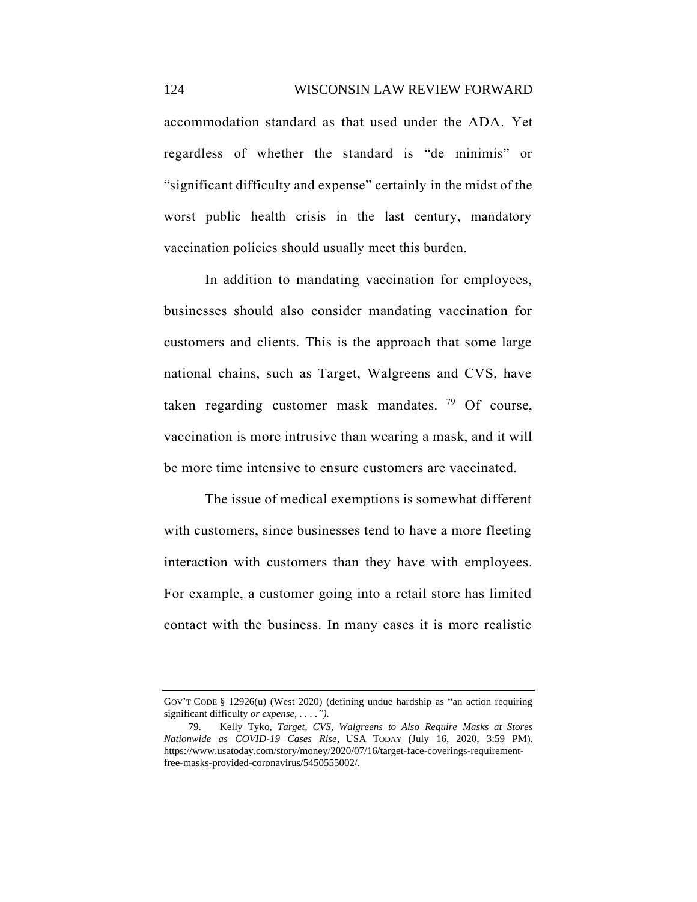accommodation standard as that used under the ADA. Yet regardless of whether the standard is "de minimis" or "significant difficulty and expense" certainly in the midst of the worst public health crisis in the last century, mandatory vaccination policies should usually meet this burden.

In addition to mandating vaccination for employees, businesses should also consider mandating vaccination for customers and clients. This is the approach that some large national chains, such as Target, Walgreens and CVS, have taken regarding customer mask mandates. [79] Of course, vaccination is more intrusive than wearing a mask, and it will be more time intensive to ensure customers are vaccinated.

The issue of medical exemptions is somewhat different with customers, since businesses tend to have a more fleeting interaction with customers than they have with employees. For example, a customer going into a retail store has limited contact with the business. In many cases it is more realistic

---

GOV'T CODE § 12926(u) (West 2020) (defining undue hardship as "an action requiring significant difficulty *or expense*, . . . .").

79. Kelly Tyko, *Target, CVS, Walgreens to Also Require Masks at Stores Nationwide as COVID-19 Cases Rise*, USA TODAY (July 16, 2020, 3:59 PM), https://www.usatoday.com/story/money/2020/07/16/target-face-coverings-requirement-free-masks-provided-coronavirus/5450555002/.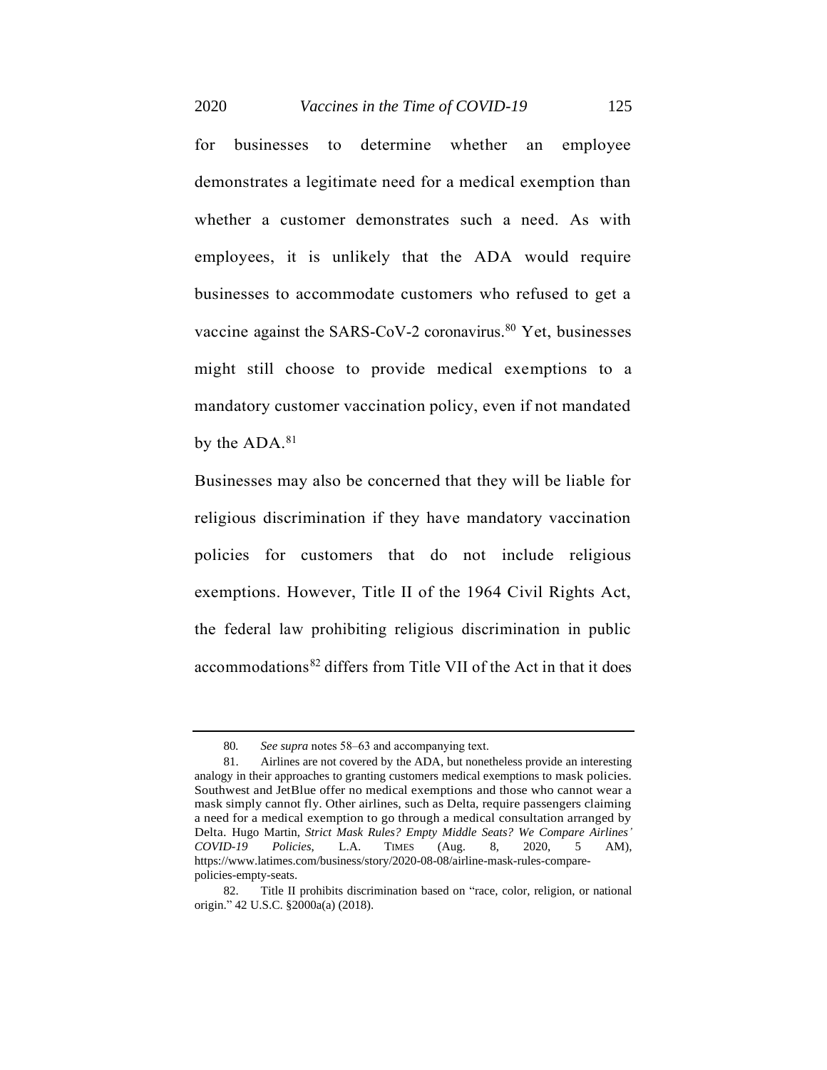for businesses to determine whether an employee demonstrates a legitimate need for a medical exemption than whether a customer demonstrates such a need. As with employees, it is unlikely that the ADA would require businesses to accommodate customers who refused to get a vaccine against the SARS-CoV-2 coronavirus.[80] Yet, businesses might still choose to provide medical exemptions to a mandatory customer vaccination policy, even if not mandated by the ADA.[81]

Businesses may also be concerned that they will be liable for religious discrimination if they have mandatory vaccination policies for customers that do not include religious exemptions. However, Title II of the 1964 Civil Rights Act, the federal law prohibiting religious discrimination in public accommodations[82] differs from Title VII of the Act in that it does

---

80. *See supra* notes 58–63 and accompanying text.

81. Airlines are not covered by the ADA, but nonetheless provide an interesting analogy in their approaches to granting customers medical exemptions to mask policies. Southwest and JetBlue offer no medical exemptions and those who cannot wear a mask simply cannot fly. Other airlines, such as Delta, require passengers claiming a need for a medical exemption to go through a medical consultation arranged by Delta. Hugo Martin, *Strict Mask Rules? Empty Middle Seats? We Compare Airlines' COVID-19 Policies*, L.A. TIMES (Aug. 8, 2020, 5 AM), https://www.latimes.com/business/story/2020-08-08/airline-mask-rules-compare-policies-empty-seats.

82. Title II prohibits discrimination based on "race, color, religion, or national origin." 42 U.S.C. §2000a(a) (2018).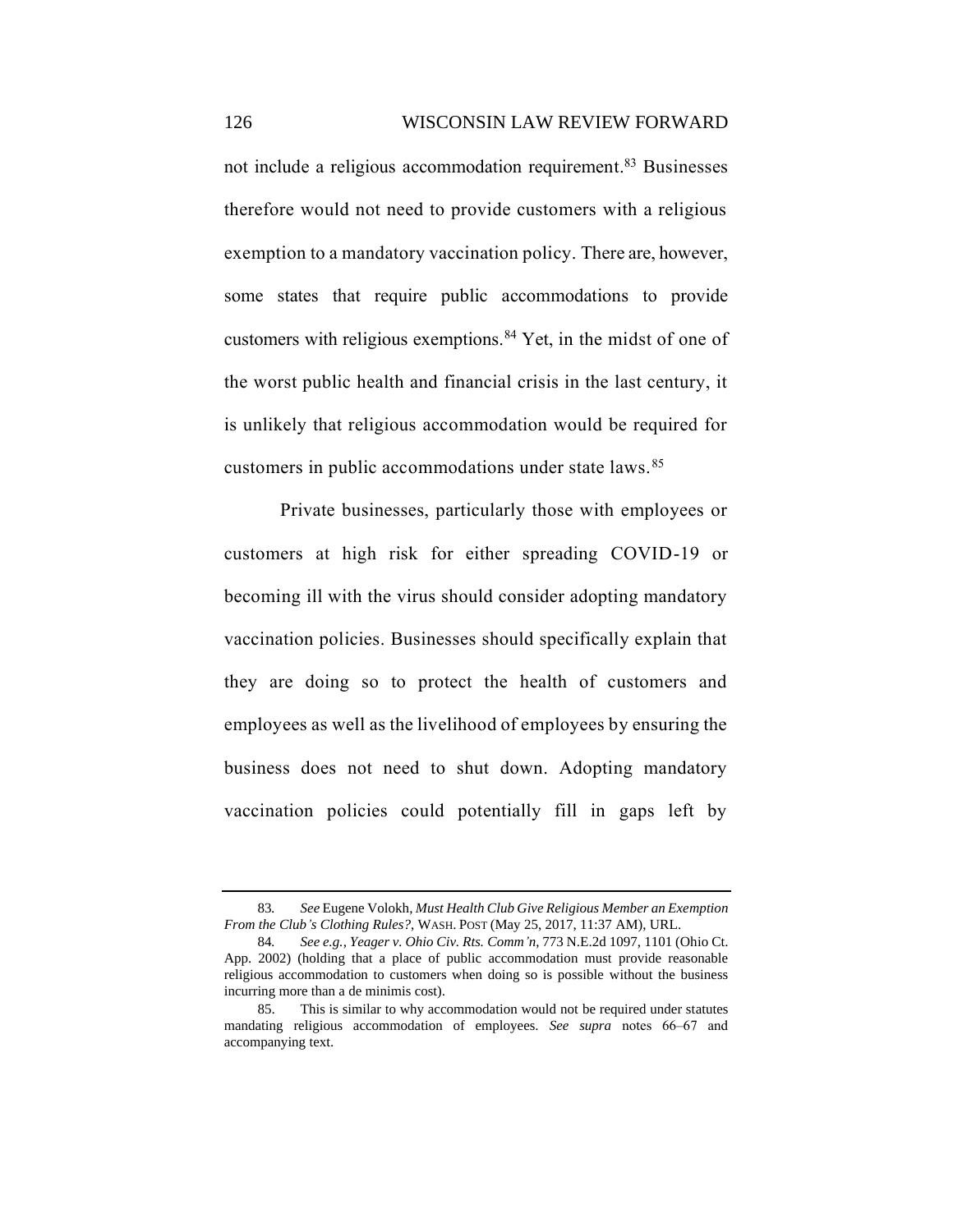not include a religious accommodation requirement.[83] Businesses therefore would not need to provide customers with a religious exemption to a mandatory vaccination policy. There are, however, some states that require public accommodations to provide customers with religious exemptions.[84] Yet, in the midst of one of the worst public health and financial crisis in the last century, it is unlikely that religious accommodation would be required for customers in public accommodations under state laws.[85]

Private businesses, particularly those with employees or customers at high risk for either spreading COVID-19 or becoming ill with the virus should consider adopting mandatory vaccination policies. Businesses should specifically explain that they are doing so to protect the health of customers and employees as well as the livelihood of employees by ensuring the business does not need to shut down. Adopting mandatory vaccination policies could potentially fill in gaps left by

---

83. *See* Eugene Volokh, *Must Health Club Give Religious Member an Exemption From the Club's Clothing Rules?*, WASH. POST (May 25, 2017, 11:37 AM), URL.

84. *See e.g.*, *Yeager v. Ohio Civ. Rts. Comm'n*, 773 N.E.2d 1097, 1101 (Ohio Ct. App. 2002) (holding that a place of public accommodation must provide reasonable religious accommodation to customers when doing so is possible without the business incurring more than a de minimis cost).

85. This is similar to why accommodation would not be required under statutes mandating religious accommodation of employees. *See supra* notes 66–67 and accompanying text.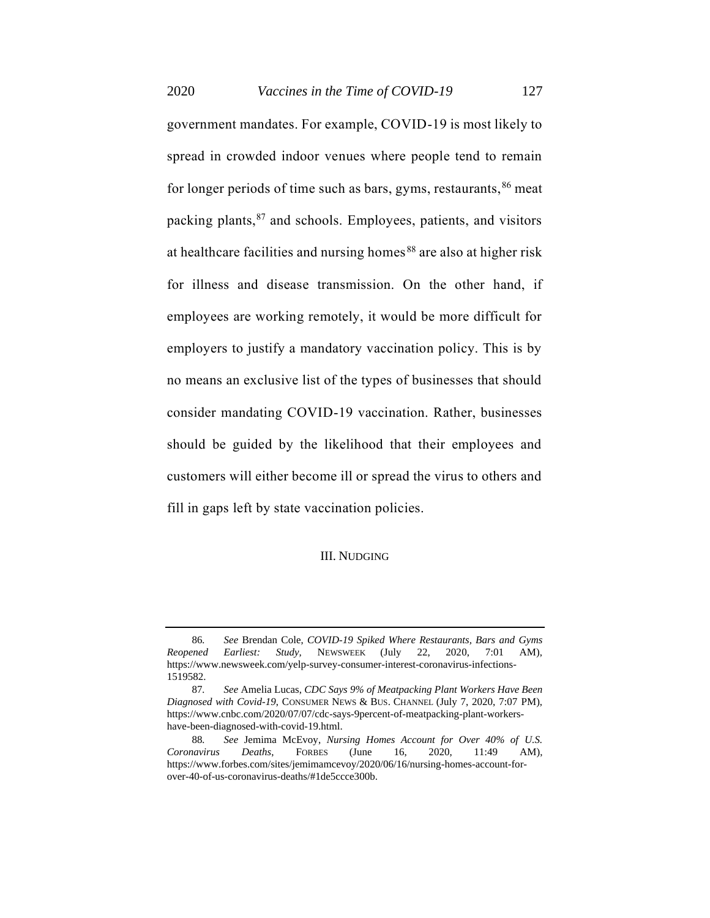government mandates. For example, COVID-19 is most likely to spread in crowded indoor venues where people tend to remain for longer periods of time such as bars, gyms, restaurants,[86] meat packing plants,[87] and schools. Employees, patients, and visitors at healthcare facilities and nursing homes[88] are also at higher risk for illness and disease transmission. On the other hand, if employees are working remotely, it would be more difficult for employers to justify a mandatory vaccination policy. This is by no means an exclusive list of the types of businesses that should consider mandating COVID-19 vaccination. Rather, businesses should be guided by the likelihood that their employees and customers will either become ill or spread the virus to others and fill in gaps left by state vaccination policies.

## III. NUDGING

---

86. *See* Brendan Cole, *COVID-19 Spiked Where Restaurants, Bars and Gyms Reopened Earliest: Study*, NEWSWEEK (July 22, 2020, 7:01 AM), https://www.newsweek.com/yelp-survey-consumer-interest-coronavirus-infections-1519582.

87. *See* Amelia Lucas, *CDC Says 9% of Meatpacking Plant Workers Have Been Diagnosed with Covid-19*, CONSUMER NEWS & BUS. CHANNEL (July 7, 2020, 7:07 PM), https://www.cnbc.com/2020/07/07/cdc-says-9percent-of-meatpacking-plant-workers-have-been-diagnosed-with-covid-19.html.

88. *See* Jemima McEvoy, *Nursing Homes Account for Over 40% of U.S. Coronavirus Deaths*, FORBES (June 16, 2020, 11:49 AM), https://www.forbes.com/sites/jemimamcevoy/2020/06/16/nursing-homes-account-for-over-40-of-us-coronavirus-deaths/#1de5ccce300b.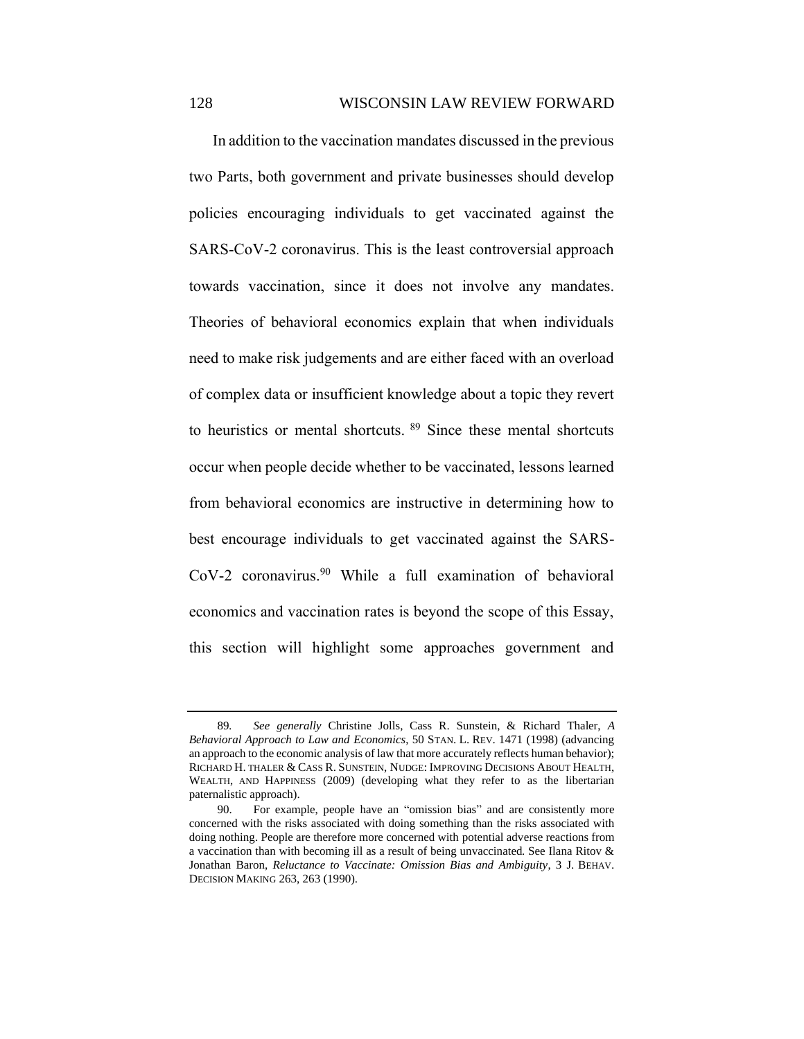In addition to the vaccination mandates discussed in the previous two Parts, both government and private businesses should develop policies encouraging individuals to get vaccinated against the SARS-CoV-2 coronavirus. This is the least controversial approach towards vaccination, since it does not involve any mandates. Theories of behavioral economics explain that when individuals need to make risk judgements and are either faced with an overload of complex data or insufficient knowledge about a topic they revert to heuristics or mental shortcuts.[89] Since these mental shortcuts occur when people decide whether to be vaccinated, lessons learned from behavioral economics are instructive in determining how to best encourage individuals to get vaccinated against the SARS-CoV-2 coronavirus.[90] While a full examination of behavioral economics and vaccination rates is beyond the scope of this Essay, this section will highlight some approaches government and

---

89. *See generally* Christine Jolls, Cass R. Sunstein, & Richard Thaler, *A Behavioral Approach to Law and Economics*, 50 STAN. L. REV. 1471 (1998) (advancing an approach to the economic analysis of law that more accurately reflects human behavior); RICHARD H. THALER & CASS R. SUNSTEIN, NUDGE: IMPROVING DECISIONS ABOUT HEALTH, WEALTH, AND HAPPINESS (2009) (developing what they refer to as the libertarian paternalistic approach).

90. For example, people have an "omission bias" and are consistently more concerned with the risks associated with doing something than the risks associated with doing nothing. People are therefore more concerned with potential adverse reactions from a vaccination than with becoming ill as a result of being unvaccinated. See Ilana Ritov & Jonathan Baron, *Reluctance to Vaccinate: Omission Bias and Ambiguity*, 3 J. BEHAV. DECISION MAKING 263, 263 (1990).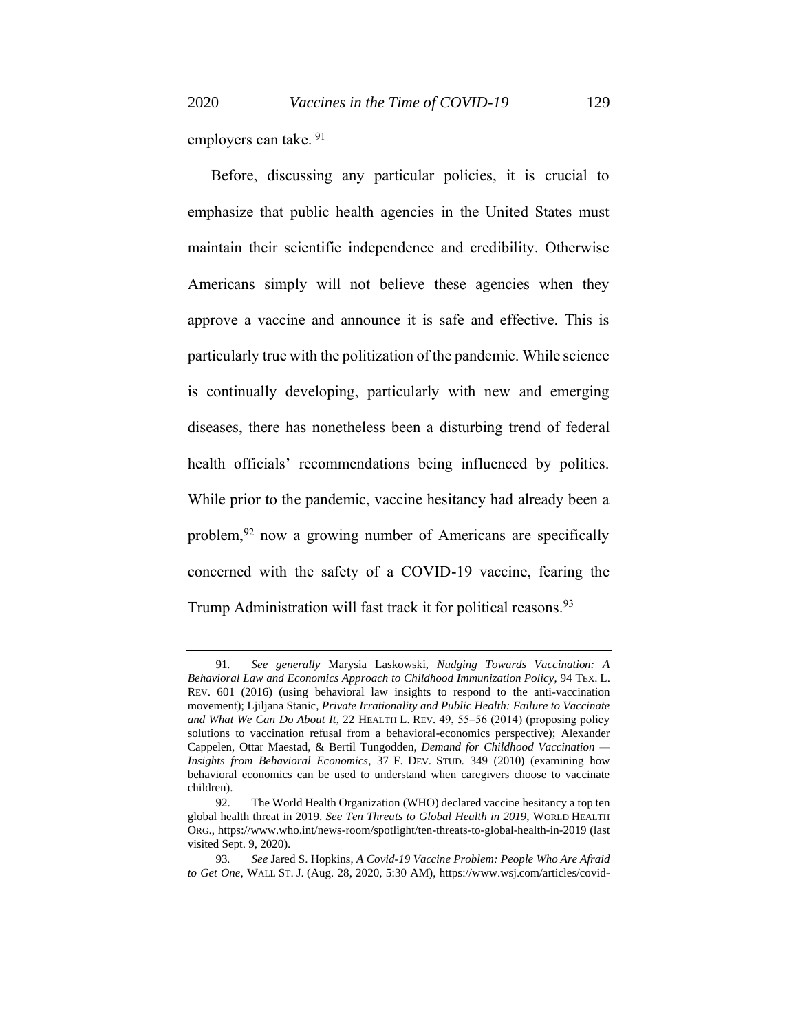employers can take. [91]

Before, discussing any particular policies, it is crucial to emphasize that public health agencies in the United States must maintain their scientific independence and credibility. Otherwise Americans simply will not believe these agencies when they approve a vaccine and announce it is safe and effective. This is particularly true with the politization of the pandemic. While science is continually developing, particularly with new and emerging diseases, there has nonetheless been a disturbing trend of federal health officials' recommendations being influenced by politics. While prior to the pandemic, vaccine hesitancy had already been a problem,[92] now a growing number of Americans are specifically concerned with the safety of a COVID-19 vaccine, fearing the Trump Administration will fast track it for political reasons.[93]

---

91. *See generally* Marysia Laskowski, *Nudging Towards Vaccination: A Behavioral Law and Economics Approach to Childhood Immunization Policy*, 94 TEX. L. REV. 601 (2016) (using behavioral law insights to respond to the anti-vaccination movement); Ljiljana Stanic, *Private Irrationality and Public Health: Failure to Vaccinate and What We Can Do About It*, 22 HEALTH L. REV. 49, 55–56 (2014) (proposing policy solutions to vaccination refusal from a behavioral-economics perspective); Alexander Cappelen, Ottar Maestad, & Bertil Tungodden, *Demand for Childhood Vaccination — Insights from Behavioral Economics*, 37 F. DEV. STUD. 349 (2010) (examining how behavioral economics can be used to understand when caregivers choose to vaccinate children).

92. The World Health Organization (WHO) declared vaccine hesitancy a top ten global health threat in 2019. *See Ten Threats to Global Health in 2019*, WORLD HEALTH ORG., https://www.who.int/news-room/spotlight/ten-threats-to-global-health-in-2019 (last visited Sept. 9, 2020).

93. *See* Jared S. Hopkins, *A Covid-19 Vaccine Problem: People Who Are Afraid to Get One*, WALL ST. J. (Aug. 28, 2020, 5:30 AM), https://www.wsj.com/articles/covid-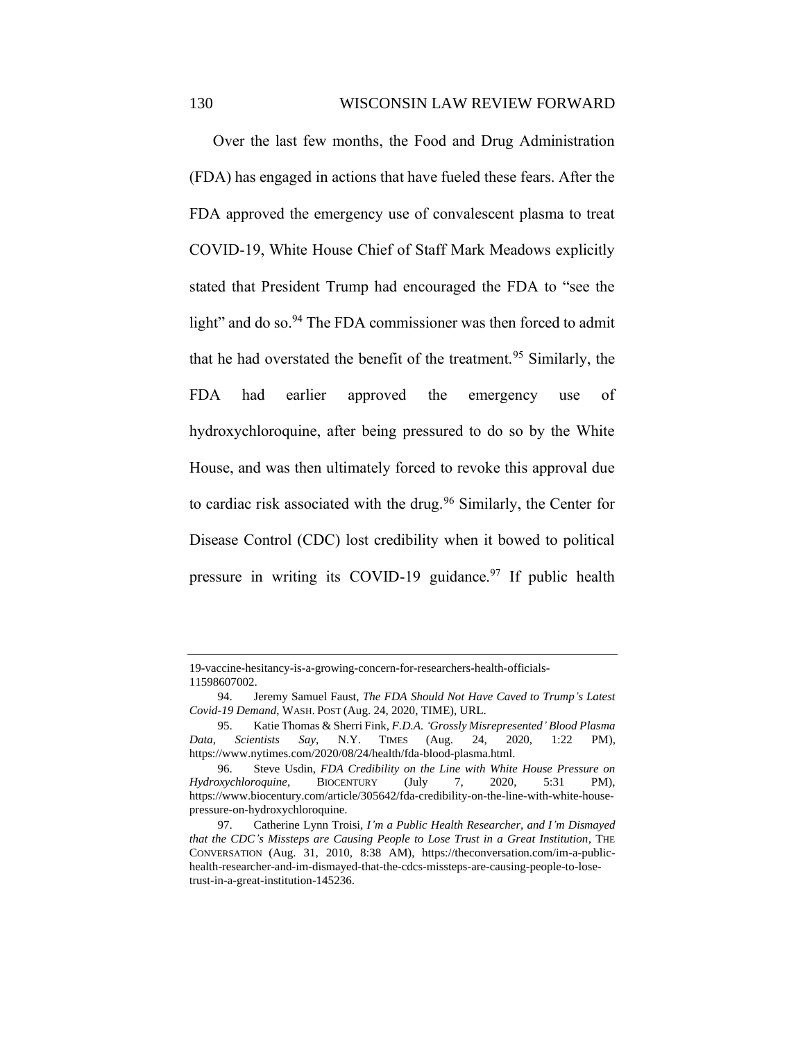Over the last few months, the Food and Drug Administration (FDA) has engaged in actions that have fueled these fears. After the FDA approved the emergency use of convalescent plasma to treat COVID-19, White House Chief of Staff Mark Meadows explicitly stated that President Trump had encouraged the FDA to "see the light" and do so.[94] The FDA commissioner was then forced to admit that he had overstated the benefit of the treatment.[95] Similarly, the FDA had earlier approved the emergency use of hydroxychloroquine, after being pressured to do so by the White House, and was then ultimately forced to revoke this approval due to cardiac risk associated with the drug.[96] Similarly, the Center for Disease Control (CDC) lost credibility when it bowed to political pressure in writing its COVID-19 guidance.[97] If public health

---

19-vaccine-hesitancy-is-a-growing-concern-for-researchers-health-officials-11598607002.

94. Jeremy Samuel Faust, *The FDA Should Not Have Caved to Trump's Latest Covid-19 Demand*, WASH. POST (Aug. 24, 2020, TIME), URL.

95. Katie Thomas & Sherri Fink, *F.D.A. 'Grossly Misrepresented' Blood Plasma Data, Scientists Say*, N.Y. TIMES (Aug. 24, 2020, 1:22 PM), https://www.nytimes.com/2020/08/24/health/fda-blood-plasma.html.

96. Steve Usdin, *FDA Credibility on the Line with White House Pressure on Hydroxychloroquine*, BIOCENTURY (July 7, 2020, 5:31 PM), https://www.biocentury.com/article/305642/fda-credibility-on-the-line-with-white-house-pressure-on-hydroxychloroquine.

97. Catherine Lynn Troisi, *I'm a Public Health Researcher, and I'm Dismayed that the CDC's Missteps are Causing People to Lose Trust in a Great Institution*, THE CONVERSATION (Aug. 31, 2010, 8:38 AM), https://theconversation.com/im-a-public-health-researcher-and-im-dismayed-that-the-cdcs-missteps-are-causing-people-to-lose-trust-in-a-great-institution-145236.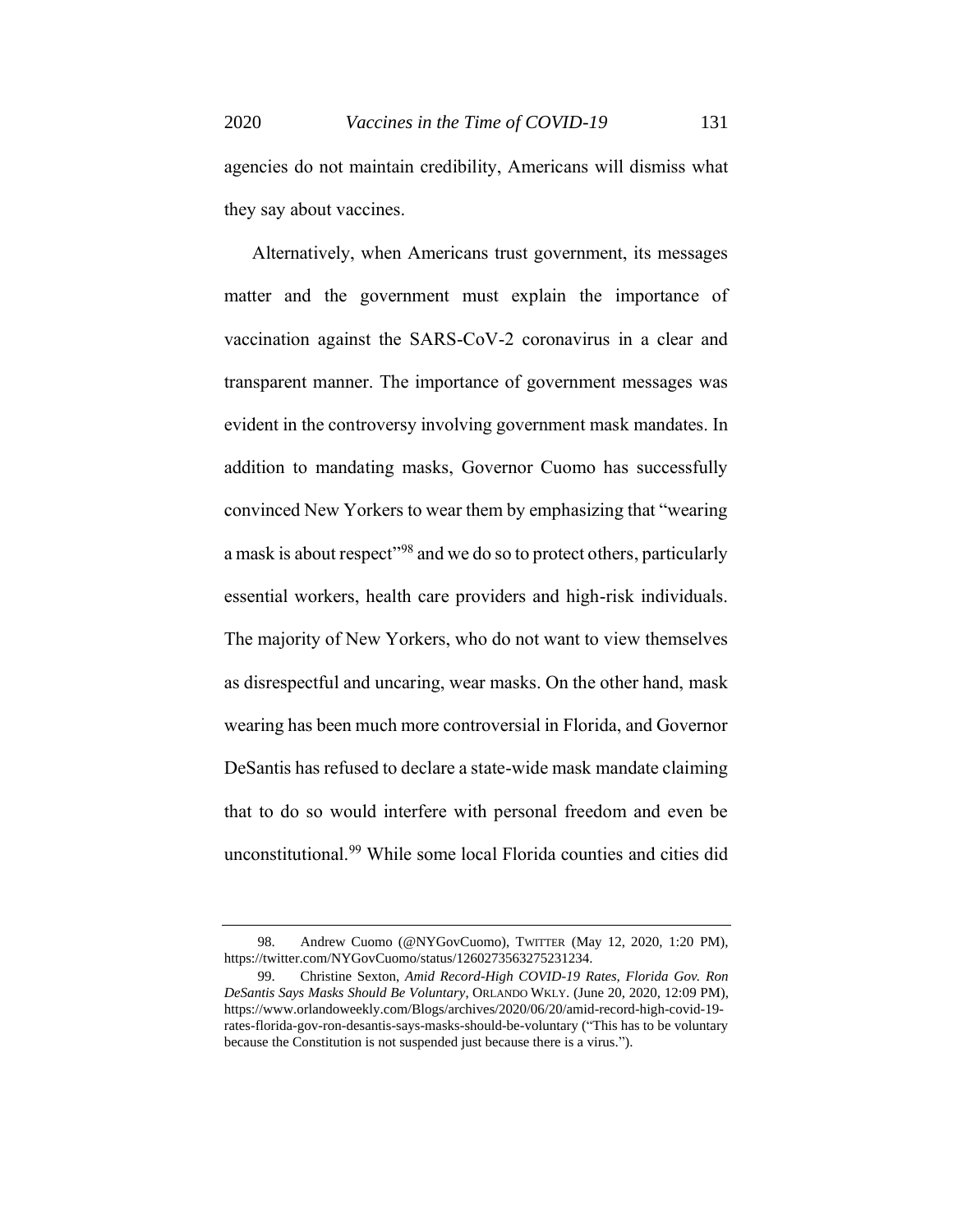agencies do not maintain credibility, Americans will dismiss what they say about vaccines.

Alternatively, when Americans trust government, its messages matter and the government must explain the importance of vaccination against the SARS-CoV-2 coronavirus in a clear and transparent manner. The importance of government messages was evident in the controversy involving government mask mandates. In addition to mandating masks, Governor Cuomo has successfully convinced New Yorkers to wear them by emphasizing that "wearing a mask is about respect"[98] and we do so to protect others, particularly essential workers, health care providers and high-risk individuals. The majority of New Yorkers, who do not want to view themselves as disrespectful and uncaring, wear masks. On the other hand, mask wearing has been much more controversial in Florida, and Governor DeSantis has refused to declare a state-wide mask mandate claiming that to do so would interfere with personal freedom and even be unconstitutional.[99] While some local Florida counties and cities did

---

98. Andrew Cuomo (@NYGovCuomo), TWITTER (May 12, 2020, 1:20 PM), https://twitter.com/NYGovCuomo/status/1260273563275231234.

99. Christine Sexton, *Amid Record-High COVID-19 Rates, Florida Gov. Ron DeSantis Says Masks Should Be Voluntary*, ORLANDO WKLY. (June 20, 2020, 12:09 PM), https://www.orlandoweekly.com/Blogs/archives/2020/06/20/amid-record-high-covid-19-rates-florida-gov-ron-desantis-says-masks-should-be-voluntary ("This has to be voluntary because the Constitution is not suspended just because there is a virus.").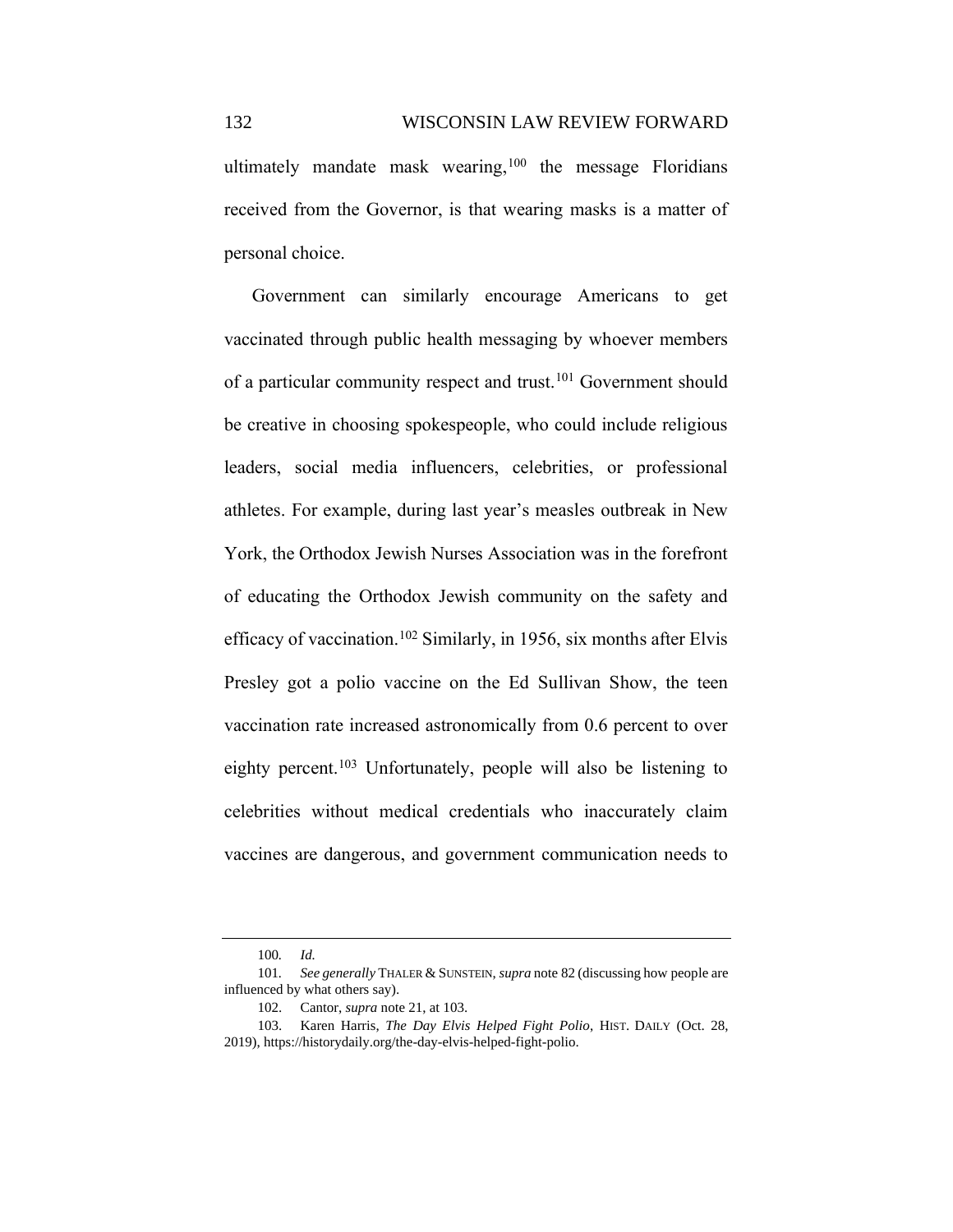ultimately mandate mask wearing,[100] the message Floridians received from the Governor, is that wearing masks is a matter of personal choice.

Government can similarly encourage Americans to get vaccinated through public health messaging by whoever members of a particular community respect and trust.[101] Government should be creative in choosing spokespeople, who could include religious leaders, social media influencers, celebrities, or professional athletes. For example, during last year's measles outbreak in New York, the Orthodox Jewish Nurses Association was in the forefront of educating the Orthodox Jewish community on the safety and efficacy of vaccination.[102] Similarly, in 1956, six months after Elvis Presley got a polio vaccine on the Ed Sullivan Show, the teen vaccination rate increased astronomically from 0.6 percent to over eighty percent.[103] Unfortunately, people will also be listening to celebrities without medical credentials who inaccurately claim vaccines are dangerous, and government communication needs to

---

100. *Id.*

101. *See generally* THALER & SUNSTEIN, *supra* note 82 (discussing how people are influenced by what others say).

102. Cantor, *supra* note 21, at 103.

103. Karen Harris, *The Day Elvis Helped Fight Polio*, HIST. DAILY (Oct. 28, 2019), https://historydaily.org/the-day-elvis-helped-fight-polio.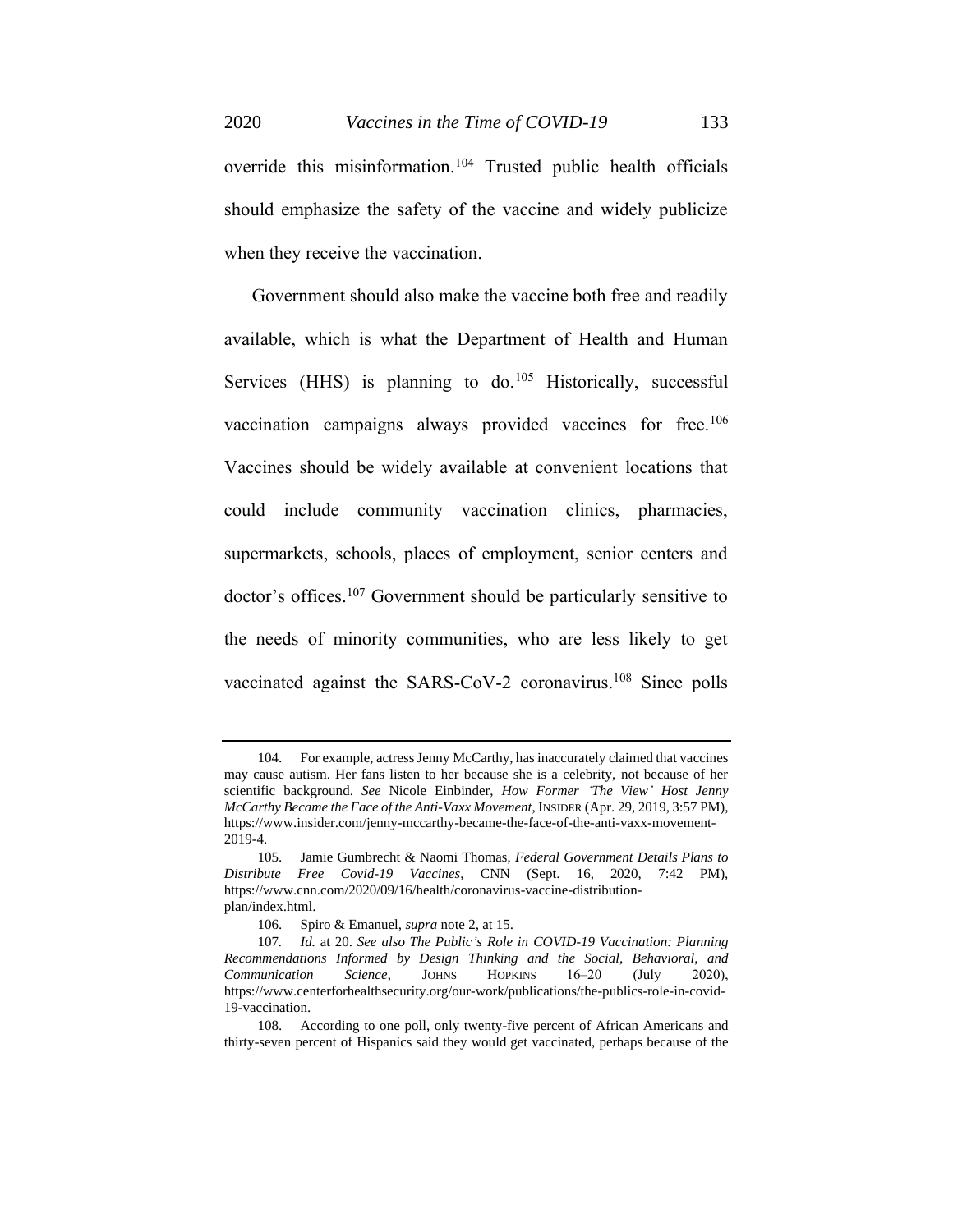override this misinformation.[104] Trusted public health officials should emphasize the safety of the vaccine and widely publicize when they receive the vaccination.

Government should also make the vaccine both free and readily available, which is what the Department of Health and Human Services (HHS) is planning to do.[105] Historically, successful vaccination campaigns always provided vaccines for free.[106] Vaccines should be widely available at convenient locations that could include community vaccination clinics, pharmacies, supermarkets, schools, places of employment, senior centers and doctor's offices.[107] Government should be particularly sensitive to the needs of minority communities, who are less likely to get vaccinated against the SARS-CoV-2 coronavirus.[108] Since polls

---

104. For example, actress Jenny McCarthy, has inaccurately claimed that vaccines may cause autism. Her fans listen to her because she is a celebrity, not because of her scientific background. *See* Nicole Einbinder, *How Former 'The View' Host Jenny McCarthy Became the Face of the Anti-Vaxx Movement*, INSIDER (Apr. 29, 2019, 3:57 PM), https://www.insider.com/jenny-mccarthy-became-the-face-of-the-anti-vaxx-movement-2019-4.

105. Jamie Gumbrecht & Naomi Thomas, *Federal Government Details Plans to Distribute Free Covid-19 Vaccines*, CNN (Sept. 16, 2020, 7:42 PM), https://www.cnn.com/2020/09/16/health/coronavirus-vaccine-distribution-plan/index.html.

106. Spiro & Emanuel, *supra* note 2, at 15.

107. *Id.* at 20. *See also The Public's Role in COVID-19 Vaccination: Planning Recommendations Informed by Design Thinking and the Social, Behavioral, and Communication Science*, JOHNS HOPKINS 16–20 (July 2020), https://www.centerforhealthsecurity.org/our-work/publications/the-publics-role-in-covid-19-vaccination.

108. According to one poll, only twenty-five percent of African Americans and thirty-seven percent of Hispanics said they would get vaccinated, perhaps because of the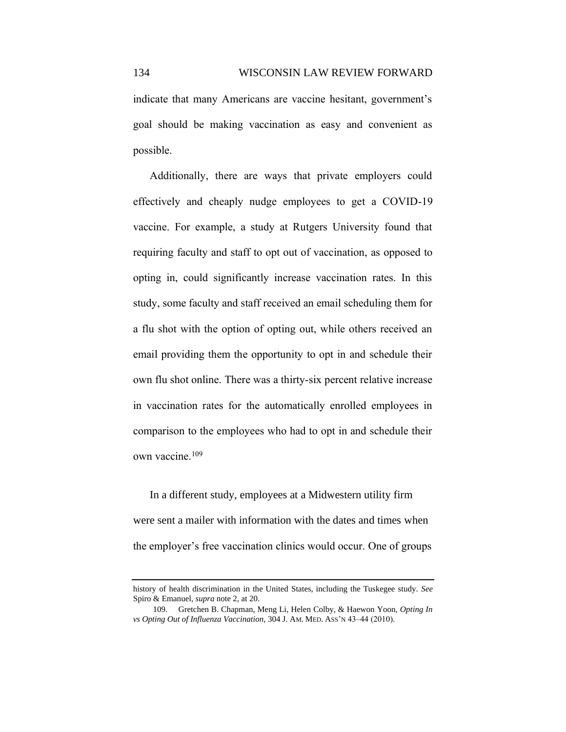indicate that many Americans are vaccine hesitant, government's goal should be making vaccination as easy and convenient as possible.

Additionally, there are ways that private employers could effectively and cheaply nudge employees to get a COVID-19 vaccine. For example, a study at Rutgers University found that requiring faculty and staff to opt out of vaccination, as opposed to opting in, could significantly increase vaccination rates. In this study, some faculty and staff received an email scheduling them for a flu shot with the option of opting out, while others received an email providing them the opportunity to opt in and schedule their own flu shot online. There was a thirty-six percent relative increase in vaccination rates for the automatically enrolled employees in comparison to the employees who had to opt in and schedule their own vaccine.[109]

In a different study, employees at a Midwestern utility firm were sent a mailer with information with the dates and times when the employer's free vaccination clinics would occur. One of groups

---

history of health discrimination in the United States, including the Tuskegee study. *See* Spiro & Emanuel, *supra* note 2, at 20.

109. Gretchen B. Chapman, Meng Li, Helen Colby, & Haewon Yoon, *Opting In vs Opting Out of Influenza Vaccination*, 304 J. AM. MED. ASS'N 43–44 (2010).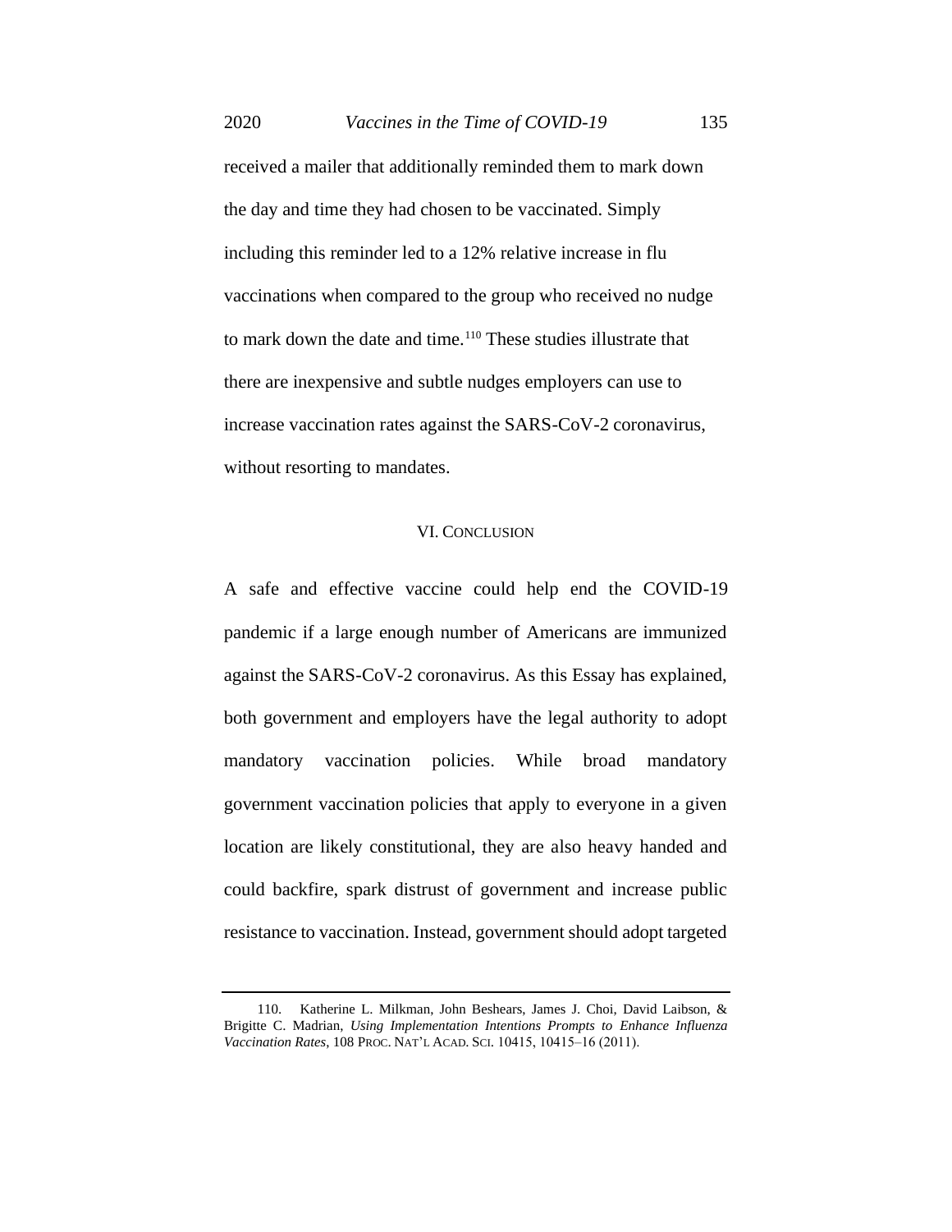received a mailer that additionally reminded them to mark down the day and time they had chosen to be vaccinated. Simply including this reminder led to a 12% relative increase in flu vaccinations when compared to the group who received no nudge to mark down the date and time.[110] These studies illustrate that there are inexpensive and subtle nudges employers can use to increase vaccination rates against the SARS-CoV-2 coronavirus, without resorting to mandates.

## VI. CONCLUSION

A safe and effective vaccine could help end the COVID-19 pandemic if a large enough number of Americans are immunized against the SARS-CoV-2 coronavirus. As this Essay has explained, both government and employers have the legal authority to adopt mandatory vaccination policies. While broad mandatory government vaccination policies that apply to everyone in a given location are likely constitutional, they are also heavy handed and could backfire, spark distrust of government and increase public resistance to vaccination. Instead, government should adopt targeted

---

110. Katherine L. Milkman, John Beshears, James J. Choi, David Laibson, & Brigitte C. Madrian, *Using Implementation Intentions Prompts to Enhance Influenza Vaccination Rates*, 108 PROC. NAT'L ACAD. SCI. 10415, 10415–16 (2011).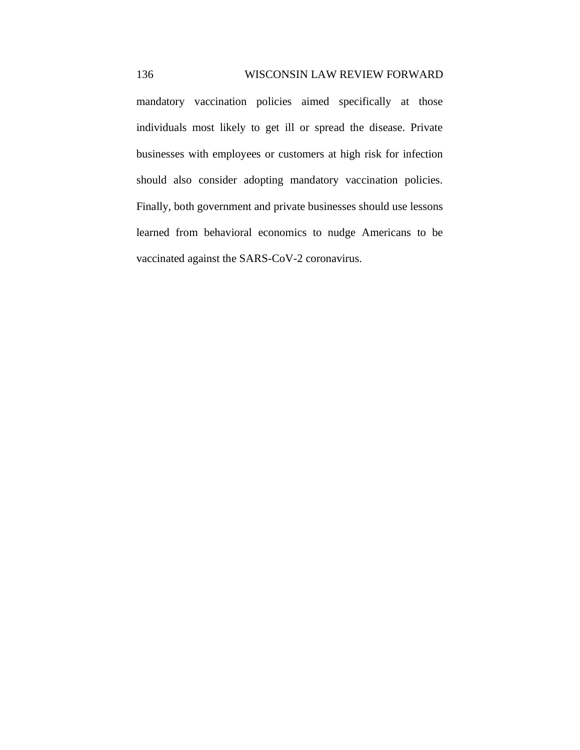mandatory vaccination policies aimed specifically at those individuals most likely to get ill or spread the disease. Private businesses with employees or customers at high risk for infection should also consider adopting mandatory vaccination policies. Finally, both government and private businesses should use lessons learned from behavioral economics to nudge Americans to be vaccinated against the SARS-CoV-2 coronavirus.